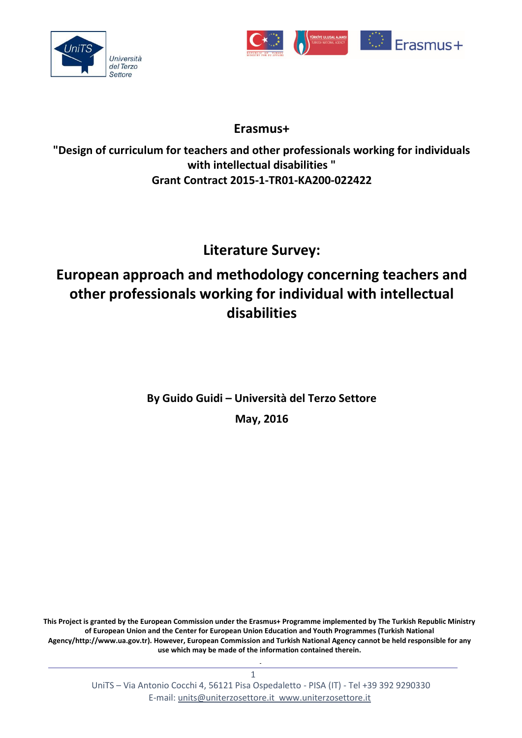**Erasmus+**

**"Design of curriculum for teachers and other professionals working for individuals with intellectual disabilities "**
**Grant Contract 2015-1-TR01-KA200-022422**

# Literature Survey:

# European approach and methodology concerning teachers and other professionals working for individual with intellectual disabilities

**By Guido Guidi – Università del Terzo Settore**

**May, 2016**

**This Project is granted by the European Commission under the Erasmus+ Programme implemented by The Turkish Republic Ministry of European Union and the Center for European Union Education and Youth Programmes (Turkish National Agency/http://www.ua.gov.tr). However, European Commission and Turkish National Agency cannot be held responsible for any use which may be made of the information contained therein.**

UniTS – Via Antonio Cocchi 4, 56121 Pisa Ospedaletto - PISA (IT) - Tel +39 392 9290330
E-mail: units@uniterzosettore.it www.uniterzosettore.it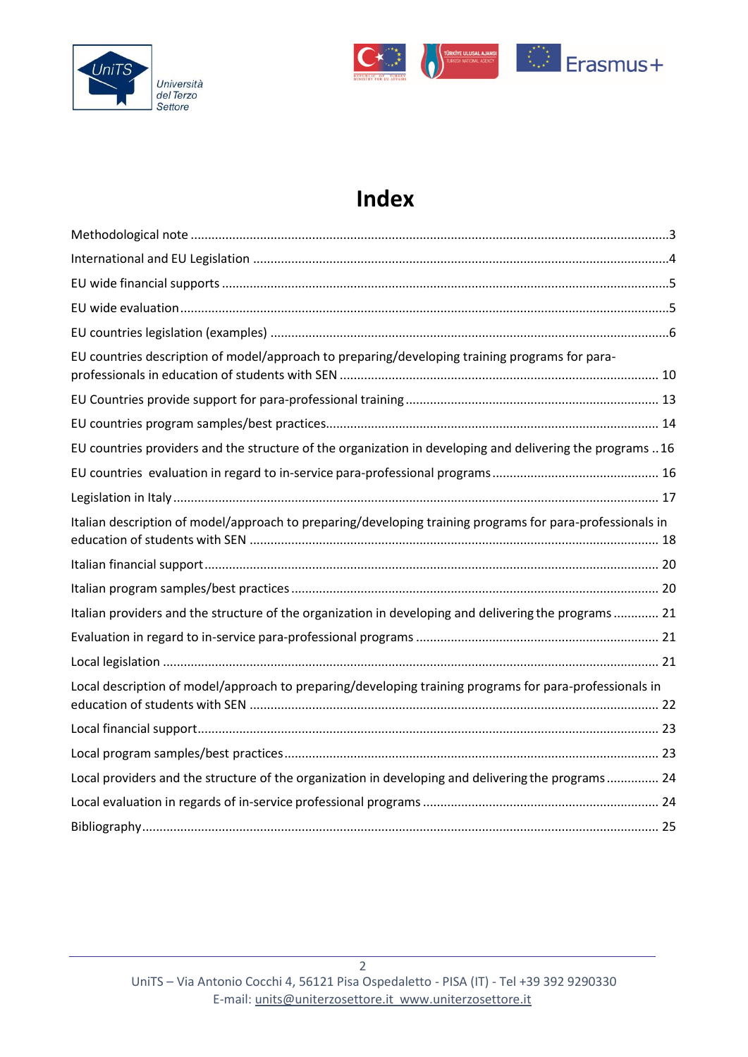# Index

Methodological note ....................................................................................................................3

International and EU Legislation ..................................................................................................4

EU wide financial supports ............................................................................................................5

EU wide evaluation .......................................................................................................................5

EU countries legislation (examples) ...............................................................................................6

EU countries description of model/approach to preparing/developing training programs for para-professionals in education of students with SEN ........................................................................ 10

EU Countries provide support for para-professional training ...................................................... 13

EU countries program samples/best practices............................................................................ 14

EU countries providers and the structure of the organization in developing and delivering the programs .. 16

EU countries evaluation in regard to in-service para-professional programs ............................... 16

Legislation in Italy ........................................................................................................................ 17

Italian description of model/approach to preparing/developing training programs for para-professionals in education of students with SEN ................................................................................... 18

Italian financial support ............................................................................................................... 20

Italian program samples/best practices ....................................................................................... 20

Italian providers and the structure of the organization in developing and delivering the programs ............ 21

Evaluation in regard to in-service para-professional programs .................................................... 21

Local legislation ........................................................................................................................... 21

Local description of model/approach to preparing/developing training programs for para-professionals in education of students with SEN ................................................................................... 22

Local financial support................................................................................................................. 23

Local program samples/best practices ......................................................................................... 23

Local providers and the structure of the organization in developing and delivering the programs .............. 24

Local evaluation in regards of in-service professional programs .................................................. 24

Bibliography ................................................................................................................................. 25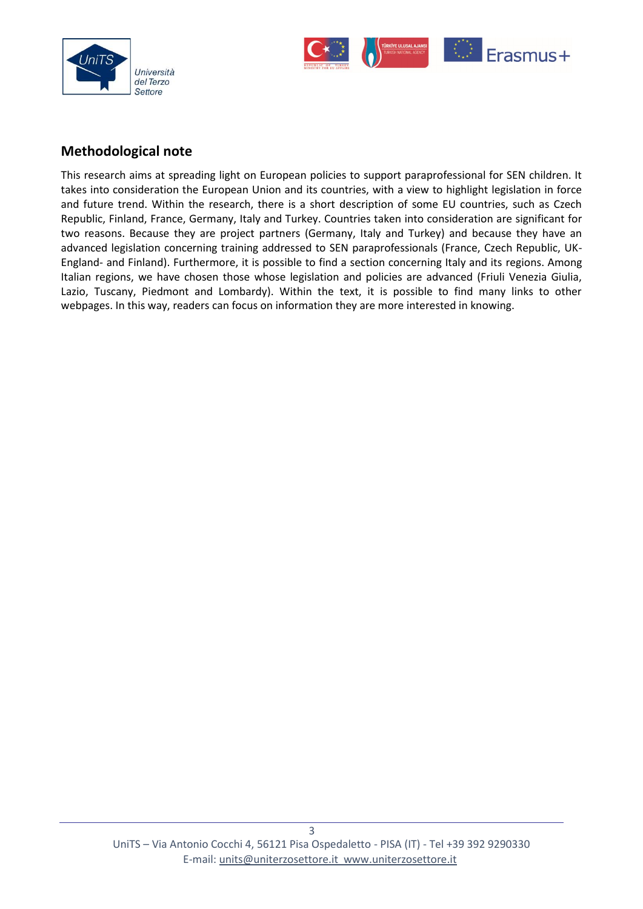## Methodological note

This research aims at spreading light on European policies to support paraprofessional for SEN children. It takes into consideration the European Union and its countries, with a view to highlight legislation in force and future trend. Within the research, there is a short description of some EU countries, such as Czech Republic, Finland, France, Germany, Italy and Turkey. Countries taken into consideration are significant for two reasons. Because they are project partners (Germany, Italy and Turkey) and because they have an advanced legislation concerning training addressed to SEN paraprofessionals (France, Czech Republic, UK-England- and Finland). Furthermore, it is possible to find a section concerning Italy and its regions. Among Italian regions, we have chosen those whose legislation and policies are advanced (Friuli Venezia Giulia, Lazio, Tuscany, Piedmont and Lombardy). Within the text, it is possible to find many links to other webpages. In this way, readers can focus on information they are more interested in knowing.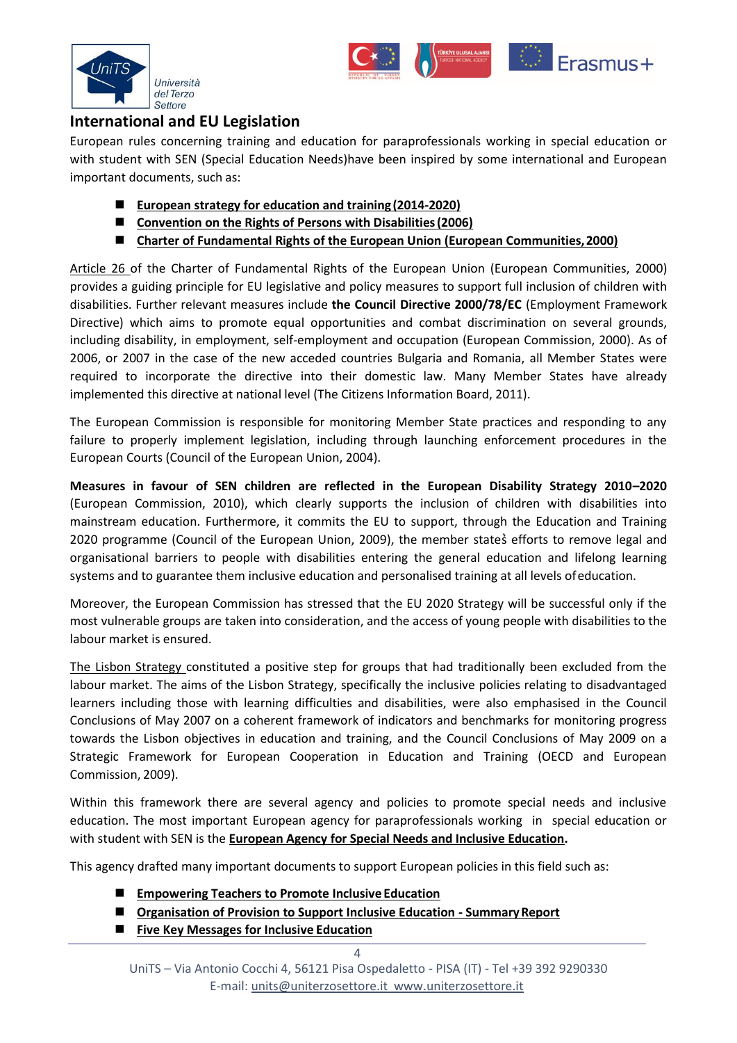## International and EU Legislation

European rules concerning training and education for paraprofessionals working in special education or with student with SEN (Special Education Needs)have been inspired by some international and European important documents, such as:

- **European strategy for education and training (2014-2020)**
- **Convention on the Rights of Persons with Disabilities (2006)**
- **Charter of Fundamental Rights of the European Union (European Communities, 2000)**

Article 26 of the Charter of Fundamental Rights of the European Union (European Communities, 2000) provides a guiding principle for EU legislative and policy measures to support full inclusion of children with disabilities. Further relevant measures include **the Council Directive 2000/78/EC** (Employment Framework Directive) which aims to promote equal opportunities and combat discrimination on several grounds, including disability, in employment, self-employment and occupation (European Commission, 2000). As of 2006, or 2007 in the case of the new acceded countries Bulgaria and Romania, all Member States were required to incorporate the directive into their domestic law. Many Member States have already implemented this directive at national level (The Citizens Information Board, 2011).

The European Commission is responsible for monitoring Member State practices and responding to any failure to properly implement legislation, including through launching enforcement procedures in the European Courts (Council of the European Union, 2004).

**Measures in favour of SEN children are reflected in the European Disability Strategy 2010–2020** (European Commission, 2010), which clearly supports the inclusion of children with disabilities into mainstream education. Furthermore, it commits the EU to support, through the Education and Training 2020 programme (Council of the European Union, 2009), the member statesֹ efforts to remove legal and organisational barriers to people with disabilities entering the general education and lifelong learning systems and to guarantee them inclusive education and personalised training at all levels of education.

Moreover, the European Commission has stressed that the EU 2020 Strategy will be successful only if the most vulnerable groups are taken into consideration, and the access of young people with disabilities to the labour market is ensured.

The Lisbon Strategy constituted a positive step for groups that had traditionally been excluded from the labour market. The aims of the Lisbon Strategy, specifically the inclusive policies relating to disadvantaged learners including those with learning difficulties and disabilities, were also emphasised in the Council Conclusions of May 2007 on a coherent framework of indicators and benchmarks for monitoring progress towards the Lisbon objectives in education and training, and the Council Conclusions of May 2009 on a Strategic Framework for European Cooperation in Education and Training (OECD and European Commission, 2009).

Within this framework there are several agency and policies to promote special needs and inclusive education. The most important European agency for paraprofessionals working in special education or with student with SEN is the **European Agency for Special Needs and Inclusive Education.**

This agency drafted many important documents to support European policies in this field such as:

- **Empowering Teachers to Promote Inclusive Education**
- **Organisation of Provision to Support Inclusive Education - Summary Report**
- **Five Key Messages for Inclusive Education**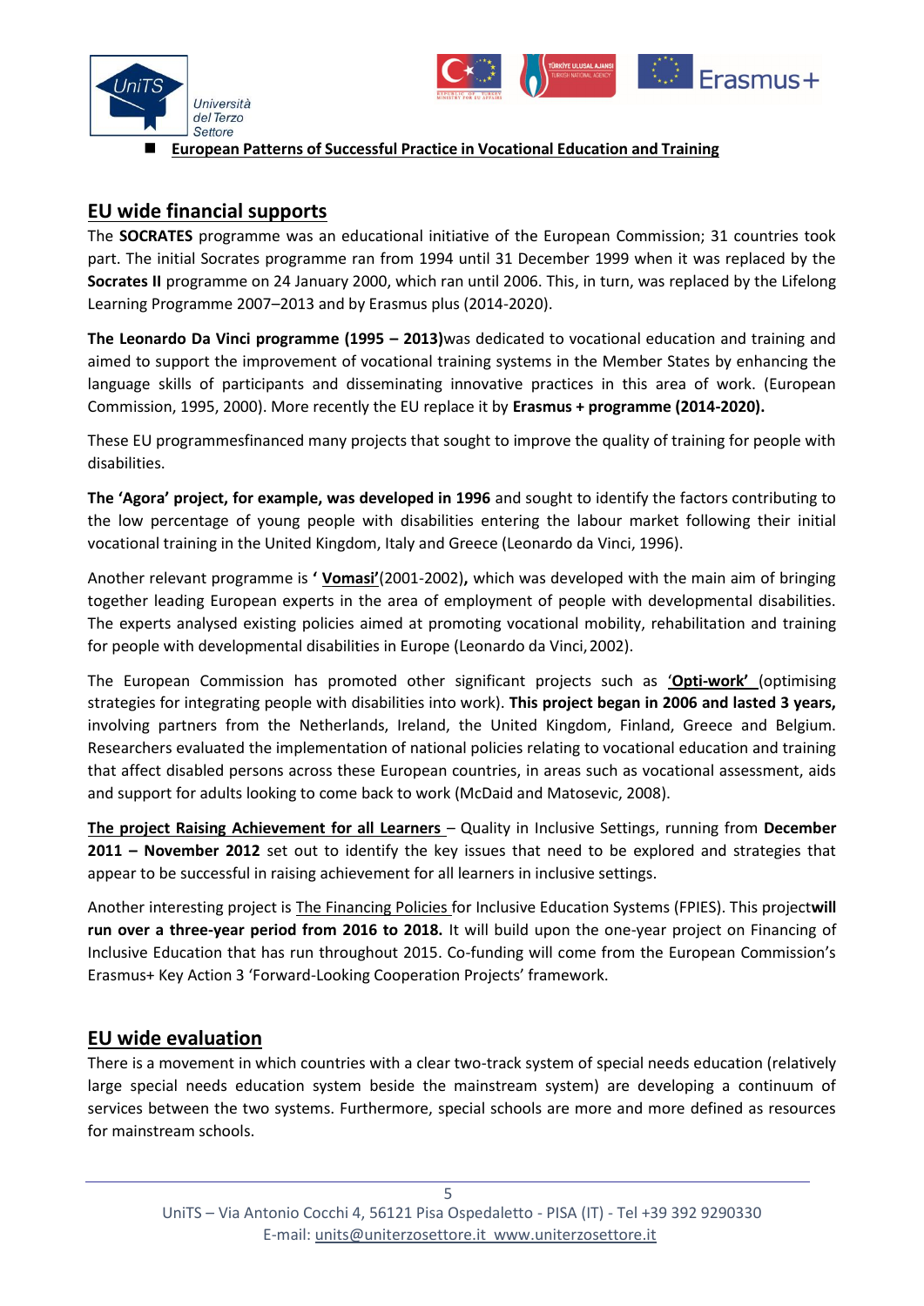## EU wide financial supports

The **SOCRATES** programme was an educational initiative of the European Commission; 31 countries took part. The initial Socrates programme ran from 1994 until 31 December 1999 when it was replaced by the **Socrates II** programme on 24 January 2000, which ran until 2006. This, in turn, was replaced by the Lifelong Learning Programme 2007–2013 and by Erasmus plus (2014-2020).

**The Leonardo Da Vinci programme (1995 – 2013)**was dedicated to vocational education and training and aimed to support the improvement of vocational training systems in the Member States by enhancing the language skills of participants and disseminating innovative practices in this area of work. (European Commission, 1995, 2000). More recently the EU replace it by **Erasmus + programme (2014-2020).**

These EU programmesfinanced many projects that sought to improve the quality of training for people with disabilities.

**The 'Agora' project, for example, was developed in 1996** and sought to identify the factors contributing to the low percentage of young people with disabilities entering the labour market following their initial vocational training in the United Kingdom, Italy and Greece (Leonardo da Vinci, 1996).

Another relevant programme is **' Vomasi'**(2001-2002)**,** which was developed with the main aim of bringing together leading European experts in the area of employment of people with developmental disabilities. The experts analysed existing policies aimed at promoting vocational mobility, rehabilitation and training for people with developmental disabilities in Europe (Leonardo da Vinci, 2002).

The European Commission has promoted other significant projects such as **'Opti-work'** (optimising strategies for integrating people with disabilities into work). **This project began in 2006 and lasted 3 years,** involving partners from the Netherlands, Ireland, the United Kingdom, Finland, Greece and Belgium. Researchers evaluated the implementation of national policies relating to vocational education and training that affect disabled persons across these European countries, in areas such as vocational assessment, aids and support for adults looking to come back to work (McDaid and Matosevic, 2008).

**The project Raising Achievement for all Learners** – Quality in Inclusive Settings, running from **December 2011 – November 2012** set out to identify the key issues that need to be explored and strategies that appear to be successful in raising achievement for all learners in inclusive settings.

Another interesting project is The Financing Policies for Inclusive Education Systems (FPIES). This project**will run over a three-year period from 2016 to 2018.** It will build upon the one-year project on Financing of Inclusive Education that has run throughout 2015. Co-funding will come from the European Commission's Erasmus+ Key Action 3 'Forward-Looking Cooperation Projects' framework.

## EU wide evaluation

There is a movement in which countries with a clear two-track system of special needs education (relatively large special needs education system beside the mainstream system) are developing a continuum of services between the two systems. Furthermore, special schools are more and more defined as resources for mainstream schools.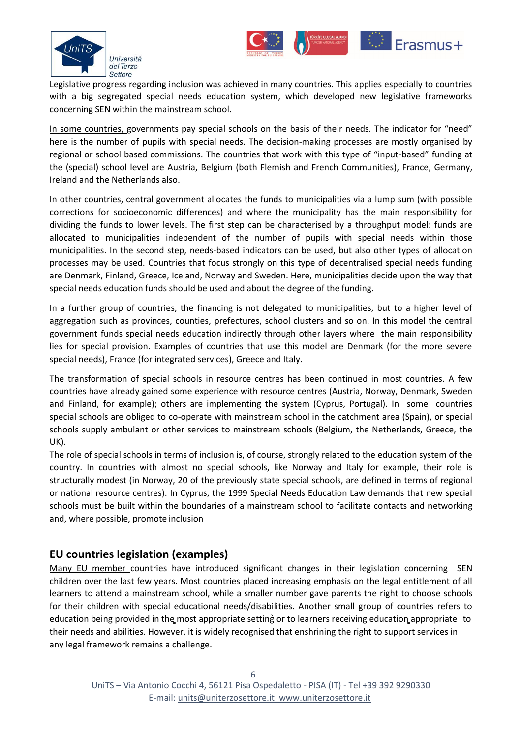Legislative progress regarding inclusion was achieved in many countries. This applies especially to countries with a big segregated special needs education system, which developed new legislative frameworks concerning SEN within the mainstream school.

In some countries, governments pay special schools on the basis of their needs. The indicator for "need" here is the number of pupils with special needs. The decision-making processes are mostly organised by regional or school based commissions. The countries that work with this type of "input-based" funding at the (special) school level are Austria, Belgium (both Flemish and French Communities), France, Germany, Ireland and the Netherlands also.

In other countries, central government allocates the funds to municipalities via a lump sum (with possible corrections for socioeconomic differences) and where the municipality has the main responsibility for dividing the funds to lower levels. The first step can be characterised by a throughput model: funds are allocated to municipalities independent of the number of pupils with special needs within those municipalities. In the second step, needs-based indicators can be used, but also other types of allocation processes may be used. Countries that focus strongly on this type of decentralised special needs funding are Denmark, Finland, Greece, Iceland, Norway and Sweden. Here, municipalities decide upon the way that special needs education funds should be used and about the degree of the funding.

In a further group of countries, the financing is not delegated to municipalities, but to a higher level of aggregation such as provinces, counties, prefectures, school clusters and so on. In this model the central government funds special needs education indirectly through other layers where the main responsibility lies for special provision. Examples of countries that use this model are Denmark (for the more severe special needs), France (for integrated services), Greece and Italy.

The transformation of special schools in resource centres has been continued in most countries. A few countries have already gained some experience with resource centres (Austria, Norway, Denmark, Sweden and Finland, for example); others are implementing the system (Cyprus, Portugal). In some countries special schools are obliged to co-operate with mainstream school in the catchment area (Spain), or special schools supply ambulant or other services to mainstream schools (Belgium, the Netherlands, Greece, the UK).
The role of special schools in terms of inclusion is, of course, strongly related to the education system of the country. In countries with almost no special schools, like Norway and Italy for example, their role is structurally modest (in Norway, 20 of the previously state special schools, are defined in terms of regional or national resource centres). In Cyprus, the 1999 Special Needs Education Law demands that new special schools must be built within the boundaries of a mainstream school to facilitate contacts and networking and, where possible, promote inclusion

## EU countries legislation (examples)

Many EU member countries have introduced significant changes in their legislation concerning SEN children over the last few years. Most countries placed increasing emphasis on the legal entitlement of all learners to attend a mainstream school, while a smaller number gave parents the right to choose schools for their children with special educational needs/disabilities. Another small group of countries refers to education being provided in the most appropriate setting or to learners receiving education appropriate to their needs and abilities. However, it is widely recognised that enshrining the right to support services in any legal framework remains a challenge.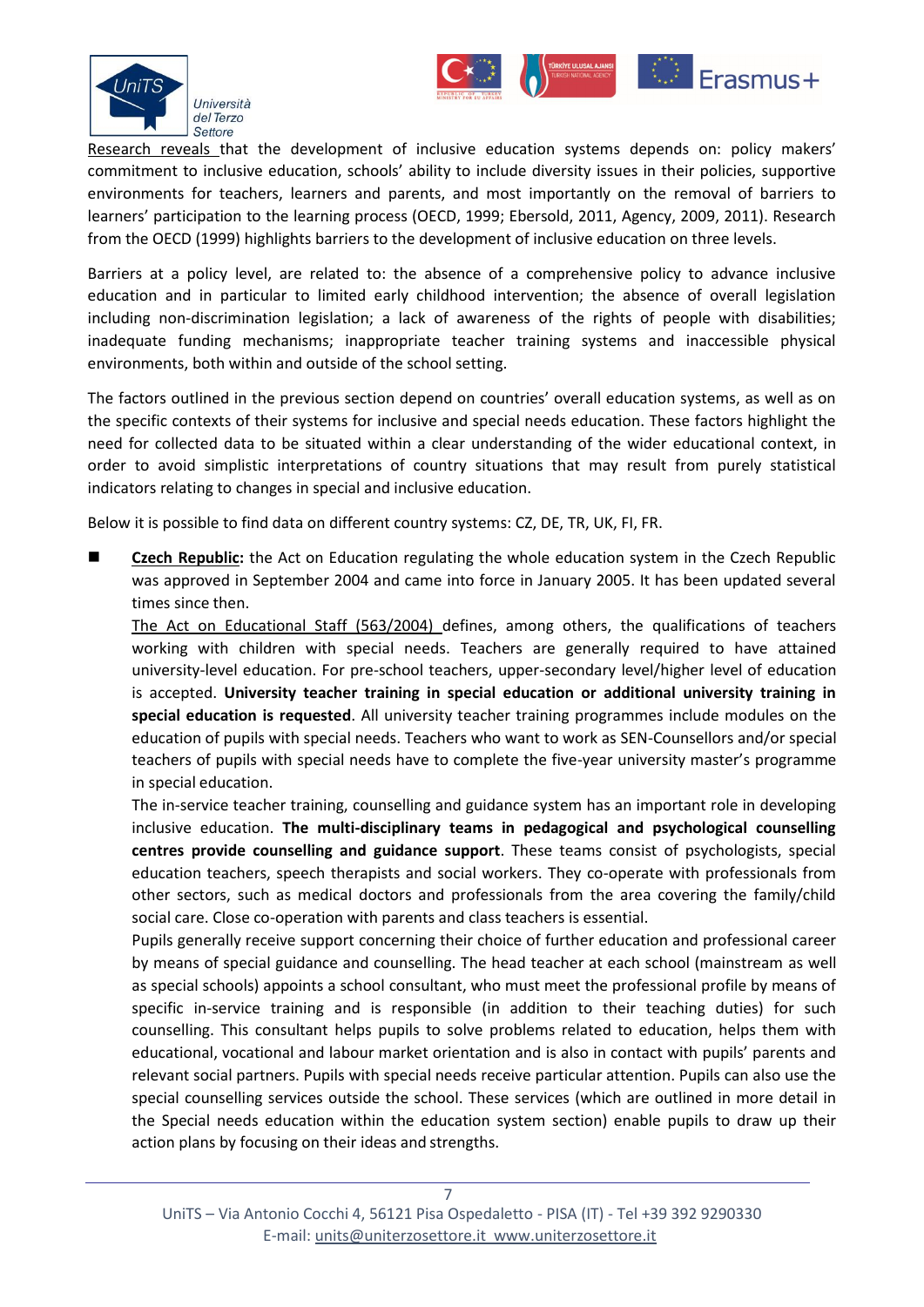Research reveals that the development of inclusive education systems depends on: policy makers' commitment to inclusive education, schools' ability to include diversity issues in their policies, supportive environments for teachers, learners and parents, and most importantly on the removal of barriers to learners' participation to the learning process (OECD, 1999; Ebersold, 2011, Agency, 2009, 2011). Research from the OECD (1999) highlights barriers to the development of inclusive education on three levels.

Barriers at a policy level, are related to: the absence of a comprehensive policy to advance inclusive education and in particular to limited early childhood intervention; the absence of overall legislation including non-discrimination legislation; a lack of awareness of the rights of people with disabilities; inadequate funding mechanisms; inappropriate teacher training systems and inaccessible physical environments, both within and outside of the school setting.

The factors outlined in the previous section depend on countries' overall education systems, as well as on the specific contexts of their systems for inclusive and special needs education. These factors highlight the need for collected data to be situated within a clear understanding of the wider educational context, in order to avoid simplistic interpretations of country situations that may result from purely statistical indicators relating to changes in special and inclusive education.

Below it is possible to find data on different country systems: CZ, DE, TR, UK, FI, FR.

- **Czech Republic:** the Act on Education regulating the whole education system in the Czech Republic was approved in September 2004 and came into force in January 2005. It has been updated several times since then.

  The Act on Educational Staff (563/2004) defines, among others, the qualifications of teachers working with children with special needs. Teachers are generally required to have attained university-level education. For pre-school teachers, upper-secondary level/higher level of education is accepted. **University teacher training in special education or additional university training in special education is requested**. All university teacher training programmes include modules on the education of pupils with special needs. Teachers who want to work as SEN-Counsellors and/or special teachers of pupils with special needs have to complete the five-year university master's programme in special education.

  The in-service teacher training, counselling and guidance system has an important role in developing inclusive education. **The multi-disciplinary teams in pedagogical and psychological counselling centres provide counselling and guidance support**. These teams consist of psychologists, special education teachers, speech therapists and social workers. They co-operate with professionals from other sectors, such as medical doctors and professionals from the area covering the family/child social care. Close co-operation with parents and class teachers is essential.

  Pupils generally receive support concerning their choice of further education and professional career by means of special guidance and counselling. The head teacher at each school (mainstream as well as special schools) appoints a school consultant, who must meet the professional profile by means of specific in-service training and is responsible (in addition to their teaching duties) for such counselling. This consultant helps pupils to solve problems related to education, helps them with educational, vocational and labour market orientation and is also in contact with pupils' parents and relevant social partners. Pupils with special needs receive particular attention. Pupils can also use the special counselling services outside the school. These services (which are outlined in more detail in the Special needs education within the education system section) enable pupils to draw up their action plans by focusing on their ideas and strengths.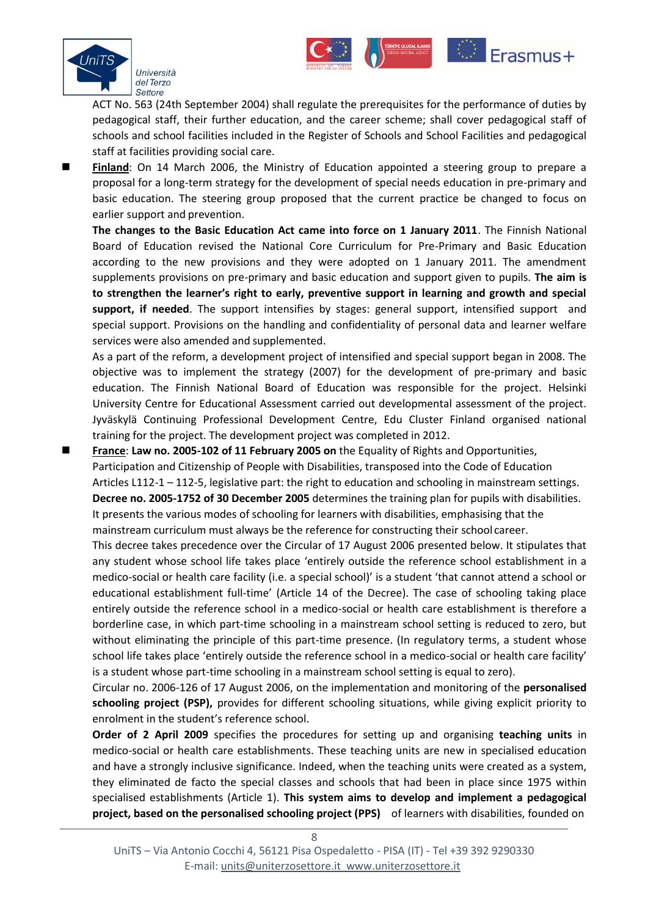ACT No. 563 (24th September 2004) shall regulate the prerequisites for the performance of duties by pedagogical staff, their further education, and the career scheme; shall cover pedagogical staff of schools and school facilities included in the Register of Schools and School Facilities and pedagogical staff at facilities providing social care.

- **Finland**: On 14 March 2006, the Ministry of Education appointed a steering group to prepare a proposal for a long-term strategy for the development of special needs education in pre-primary and basic education. The steering group proposed that the current practice be changed to focus on earlier support and prevention.

  **The changes to the Basic Education Act came into force on 1 January 2011**. The Finnish National Board of Education revised the National Core Curriculum for Pre-Primary and Basic Education according to the new provisions and they were adopted on 1 January 2011. The amendment supplements provisions on pre-primary and basic education and support given to pupils. **The aim is to strengthen the learner's right to early, preventive support in learning and growth and special support, if needed**. The support intensifies by stages: general support, intensified support and special support. Provisions on the handling and confidentiality of personal data and learner welfare services were also amended and supplemented.

  As a part of the reform, a development project of intensified and special support began in 2008. The objective was to implement the strategy (2007) for the development of pre-primary and basic education. The Finnish National Board of Education was responsible for the project. Helsinki University Centre for Educational Assessment carried out developmental assessment of the project. Jyväskylä Continuing Professional Development Centre, Edu Cluster Finland organised national training for the project. The development project was completed in 2012.

- **France**: **Law no. 2005-102 of 11 February 2005 on** the Equality of Rights and Opportunities, Participation and Citizenship of People with Disabilities, transposed into the Code of Education Articles L112-1 – 112-5, legislative part: the right to education and schooling in mainstream settings.

  **Decree no. 2005-1752 of 30 December 2005** determines the training plan for pupils with disabilities. It presents the various modes of schooling for learners with disabilities, emphasising that the mainstream curriculum must always be the reference for constructing their school career.

  This decree takes precedence over the Circular of 17 August 2006 presented below. It stipulates that any student whose school life takes place 'entirely outside the reference school establishment in a medico-social or health care facility (i.e. a special school)' is a student 'that cannot attend a school or educational establishment full-time' (Article 14 of the Decree). The case of schooling taking place entirely outside the reference school in a medico-social or health care establishment is therefore a borderline case, in which part-time schooling in a mainstream school setting is reduced to zero, but without eliminating the principle of this part-time presence. (In regulatory terms, a student whose school life takes place 'entirely outside the reference school in a medico-social or health care facility' is a student whose part-time schooling in a mainstream school setting is equal to zero).

  Circular no. 2006-126 of 17 August 2006, on the implementation and monitoring of the **personalised schooling project (PSP),** provides for different schooling situations, while giving explicit priority to enrolment in the student's reference school.

  **Order of 2 April 2009** specifies the procedures for setting up and organising **teaching units** in medico-social or health care establishments. These teaching units are new in specialised education and have a strongly inclusive significance. Indeed, when the teaching units were created as a system, they eliminated de facto the special classes and schools that had been in place since 1975 within specialised establishments (Article 1). **This system aims to develop and implement a pedagogical project, based on the personalised schooling project (PPS)** of learners with disabilities, founded on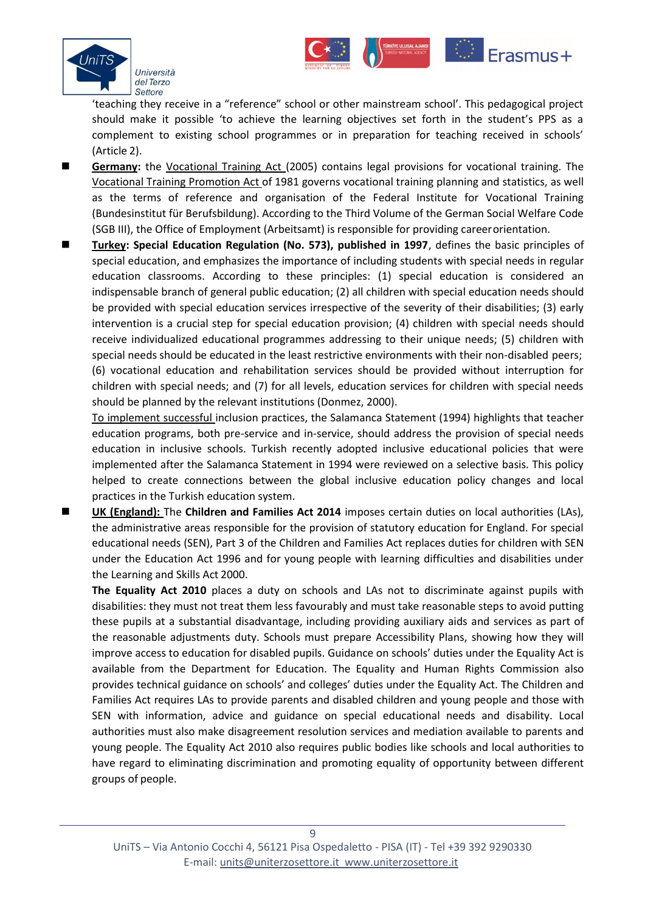'teaching they receive in a "reference" school or other mainstream school'. This pedagogical project should make it possible 'to achieve the learning objectives set forth in the student's PPS as a complement to existing school programmes or in preparation for teaching received in schools' (Article 2).

- **Germany:** the Vocational Training Act (2005) contains legal provisions for vocational training. The Vocational Training Promotion Act of 1981 governs vocational training planning and statistics, as well as the terms of reference and organisation of the Federal Institute for Vocational Training (Bundesinstitut für Berufsbildung). According to the Third Volume of the German Social Welfare Code (SGB III), the Office of Employment (Arbeitsamt) is responsible for providing career orientation.
- **Turkey: Special Education Regulation (No. 573), published in 1997**, defines the basic principles of special education, and emphasizes the importance of including students with special needs in regular education classrooms. According to these principles: (1) special education is considered an indispensable branch of general public education; (2) all children with special education needs should be provided with special education services irrespective of the severity of their disabilities; (3) early intervention is a crucial step for special education provision; (4) children with special needs should receive individualized educational programmes addressing to their unique needs; (5) children with special needs should be educated in the least restrictive environments with their non-disabled peers; (6) vocational education and rehabilitation services should be provided without interruption for children with special needs; and (7) for all levels, education services for children with special needs should be planned by the relevant institutions (Donmez, 2000).

  To implement successful inclusion practices, the Salamanca Statement (1994) highlights that teacher education programs, both pre-service and in-service, should address the provision of special needs education in inclusive schools. Turkish recently adopted inclusive educational policies that were implemented after the Salamanca Statement in 1994 were reviewed on a selective basis. This policy helped to create connections between the global inclusive education policy changes and local practices in the Turkish education system.
- **UK (England):** The **Children and Families Act 2014** imposes certain duties on local authorities (LAs), the administrative areas responsible for the provision of statutory education for England. For special educational needs (SEN), Part 3 of the Children and Families Act replaces duties for children with SEN under the Education Act 1996 and for young people with learning difficulties and disabilities under the Learning and Skills Act 2000.

  **The Equality Act 2010** places a duty on schools and LAs not to discriminate against pupils with disabilities: they must not treat them less favourably and must take reasonable steps to avoid putting these pupils at a substantial disadvantage, including providing auxiliary aids and services as part of the reasonable adjustments duty. Schools must prepare Accessibility Plans, showing how they will improve access to education for disabled pupils. Guidance on schools' duties under the Equality Act is available from the Department for Education. The Equality and Human Rights Commission also provides technical guidance on schools' and colleges' duties under the Equality Act. The Children and Families Act requires LAs to provide parents and disabled children and young people and those with SEN with information, advice and guidance on special educational needs and disability. Local authorities must also make disagreement resolution services and mediation available to parents and young people. The Equality Act 2010 also requires public bodies like schools and local authorities to have regard to eliminating discrimination and promoting equality of opportunity between different groups of people.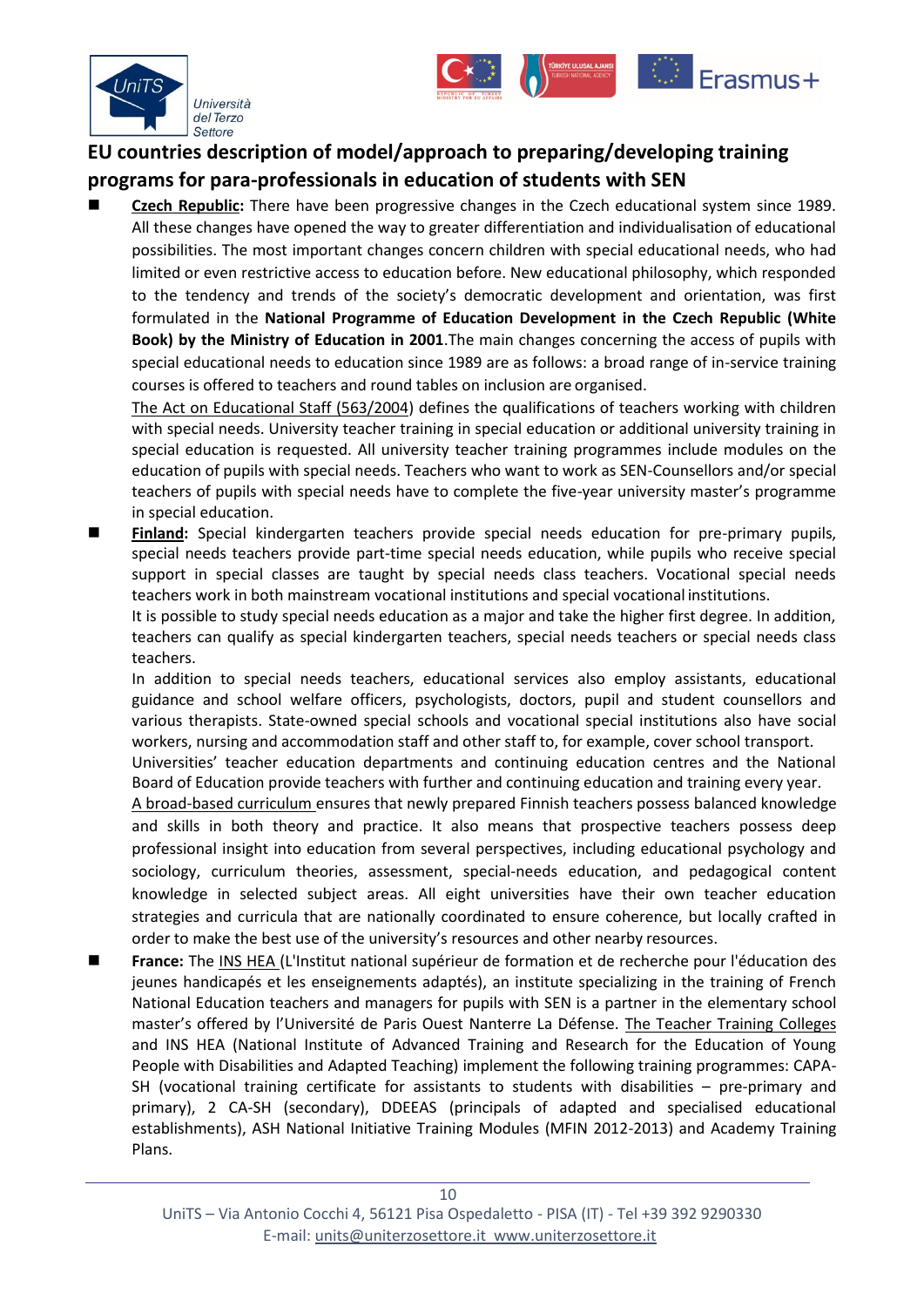## EU countries description of model/approach to preparing/developing training programs for para-professionals in education of students with SEN

- **Czech Republic:** There have been progressive changes in the Czech educational system since 1989. All these changes have opened the way to greater differentiation and individualisation of educational possibilities. The most important changes concern children with special educational needs, who had limited or even restrictive access to education before. New educational philosophy, which responded to the tendency and trends of the society's democratic development and orientation, was first formulated in the **National Programme of Education Development in the Czech Republic (White Book) by the Ministry of Education in 2001**.The main changes concerning the access of pupils with special educational needs to education since 1989 are as follows: a broad range of in-service training courses is offered to teachers and round tables on inclusion are organised.

  The Act on Educational Staff (563/2004) defines the qualifications of teachers working with children with special needs. University teacher training in special education or additional university training in special education is requested. All university teacher training programmes include modules on the education of pupils with special needs. Teachers who want to work as SEN-Counsellors and/or special teachers of pupils with special needs have to complete the five-year university master's programme in special education.

- **Finland:** Special kindergarten teachers provide special needs education for pre-primary pupils, special needs teachers provide part-time special needs education, while pupils who receive special support in special classes are taught by special needs class teachers. Vocational special needs teachers work in both mainstream vocational institutions and special vocational institutions.

  It is possible to study special needs education as a major and take the higher first degree. In addition, teachers can qualify as special kindergarten teachers, special needs teachers or special needs class teachers.

  In addition to special needs teachers, educational services also employ assistants, educational guidance and school welfare officers, psychologists, doctors, pupil and student counsellors and various therapists. State-owned special schools and vocational special institutions also have social workers, nursing and accommodation staff and other staff to, for example, cover school transport.

  Universities' teacher education departments and continuing education centres and the National Board of Education provide teachers with further and continuing education and training every year.

  A broad-based curriculum ensures that newly prepared Finnish teachers possess balanced knowledge and skills in both theory and practice. It also means that prospective teachers possess deep professional insight into education from several perspectives, including educational psychology and sociology, curriculum theories, assessment, special-needs education, and pedagogical content knowledge in selected subject areas. All eight universities have their own teacher education strategies and curricula that are nationally coordinated to ensure coherence, but locally crafted in order to make the best use of the university's resources and other nearby resources.

- **France:** The INS HEA (L'Institut national supérieur de formation et de recherche pour l'éducation des jeunes handicapés et les enseignements adaptés), an institute specializing in the training of French National Education teachers and managers for pupils with SEN is a partner in the elementary school master's offered by l'Université de Paris Ouest Nanterre La Défense. The Teacher Training Colleges and INS HEA (National Institute of Advanced Training and Research for the Education of Young People with Disabilities and Adapted Teaching) implement the following training programmes: CAPA-SH (vocational training certificate for assistants to students with disabilities – pre-primary and primary), 2 CA-SH (secondary), DDEEAS (principals of adapted and specialised educational establishments), ASH National Initiative Training Modules (MFIN 2012-2013) and Academy Training Plans.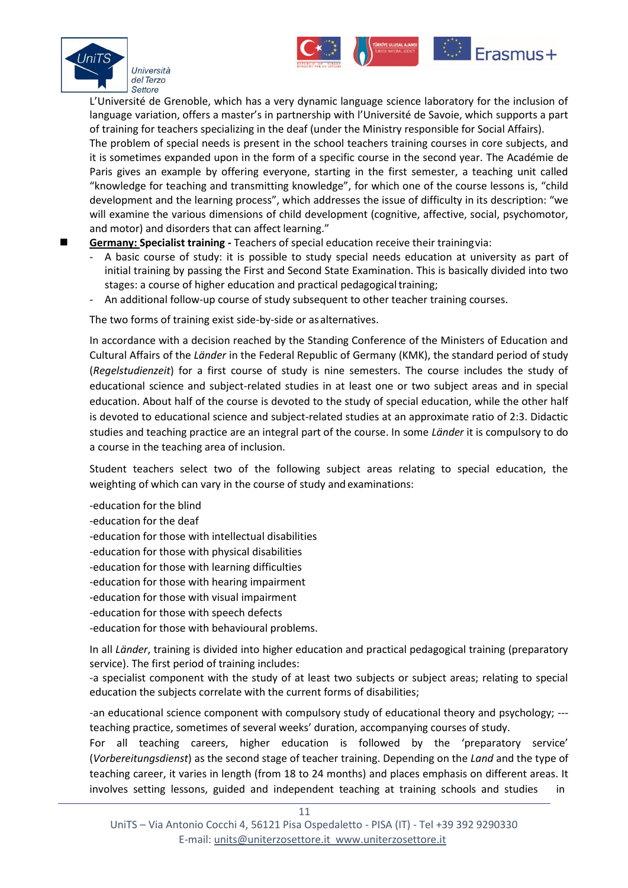L'Université de Grenoble, which has a very dynamic language science laboratory for the inclusion of language variation, offers a master's in partnership with l'Université de Savoie, which supports a part of training for teachers specializing in the deaf (under the Ministry responsible for Social Affairs).

The problem of special needs is present in the school teachers training courses in core subjects, and it is sometimes expanded upon in the form of a specific course in the second year. The Académie de Paris gives an example by offering everyone, starting in the first semester, a teaching unit called "knowledge for teaching and transmitting knowledge", for which one of the course lessons is, "child development and the learning process", which addresses the issue of difficulty in its description: "we will examine the various dimensions of child development (cognitive, affective, social, psychomotor, and motor) and disorders that can affect learning."

- **Germany: Specialist training -** Teachers of special education receive their training via:
  - A basic course of study: it is possible to study special needs education at university as part of initial training by passing the First and Second State Examination. This is basically divided into two stages: a course of higher education and practical pedagogical training;
  - An additional follow-up course of study subsequent to other teacher training courses.

The two forms of training exist side-by-side or as alternatives.

In accordance with a decision reached by the Standing Conference of the Ministers of Education and Cultural Affairs of the *Länder* in the Federal Republic of Germany (KMK), the standard period of study (*Regelstudienzeit*) for a first course of study is nine semesters. The course includes the study of educational science and subject-related studies in at least one or two subject areas and in special education. About half of the course is devoted to the study of special education, while the other half is devoted to educational science and subject-related studies at an approximate ratio of 2:3. Didactic studies and teaching practice are an integral part of the course. In some *Länder* it is compulsory to do a course in the teaching area of inclusion.

Student teachers select two of the following subject areas relating to special education, the weighting of which can vary in the course of study and examinations:

-education for the blind
-education for the deaf
-education for those with intellectual disabilities
-education for those with physical disabilities
-education for those with learning difficulties
-education for those with hearing impairment
-education for those with visual impairment
-education for those with speech defects
-education for those with behavioural problems.

In all *Länder*, training is divided into higher education and practical pedagogical training (preparatory service). The first period of training includes:
-a specialist component with the study of at least two subjects or subject areas; relating to special education the subjects correlate with the current forms of disabilities;

-an educational science component with compulsory study of educational theory and psychology; ---teaching practice, sometimes of several weeks' duration, accompanying courses of study.

For all teaching careers, higher education is followed by the 'preparatory service' (*Vorbereitungsdienst*) as the second stage of teacher training. Depending on the *Land* and the type of teaching career, it varies in length (from 18 to 24 months) and places emphasis on different areas. It involves setting lessons, guided and independent teaching at training schools and studies in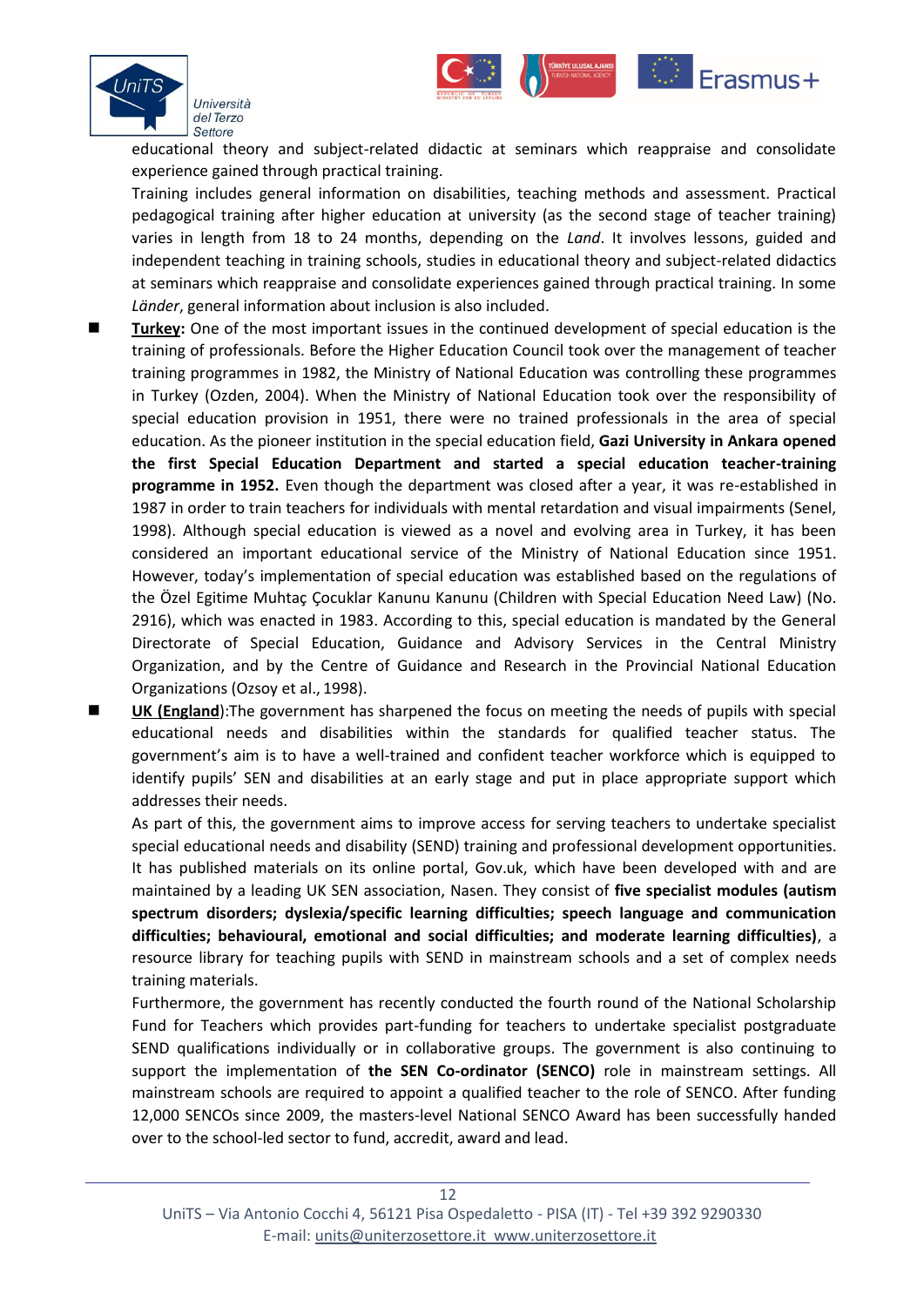educational theory and subject-related didactic at seminars which reappraise and consolidate experience gained through practical training.

Training includes general information on disabilities, teaching methods and assessment. Practical pedagogical training after higher education at university (as the second stage of teacher training) varies in length from 18 to 24 months, depending on the *Land*. It involves lessons, guided and independent teaching in training schools, studies in educational theory and subject-related didactics at seminars which reappraise and consolidate experiences gained through practical training. In some *Länder*, general information about inclusion is also included.

- **Turkey:** One of the most important issues in the continued development of special education is the training of professionals. Before the Higher Education Council took over the management of teacher training programmes in 1982, the Ministry of National Education was controlling these programmes in Turkey (Ozden, 2004). When the Ministry of National Education took over the responsibility of special education provision in 1951, there were no trained professionals in the area of special education. As the pioneer institution in the special education field, **Gazi University in Ankara opened the first Special Education Department and started a special education teacher-training programme in 1952.** Even though the department was closed after a year, it was re-established in 1987 in order to train teachers for individuals with mental retardation and visual impairments (Senel, 1998). Although special education is viewed as a novel and evolving area in Turkey, it has been considered an important educational service of the Ministry of National Education since 1951. However, today's implementation of special education was established based on the regulations of the Özel Egitime Muhtaç Çocuklar Kanunu Kanunu (Children with Special Education Need Law) (No. 2916), which was enacted in 1983. According to this, special education is mandated by the General Directorate of Special Education, Guidance and Advisory Services in the Central Ministry Organization, and by the Centre of Guidance and Research in the Provincial National Education Organizations (Ozsoy et al., 1998).
- **UK (England)**:The government has sharpened the focus on meeting the needs of pupils with special educational needs and disabilities within the standards for qualified teacher status. The government's aim is to have a well-trained and confident teacher workforce which is equipped to identify pupils' SEN and disabilities at an early stage and put in place appropriate support which addresses their needs.

  As part of this, the government aims to improve access for serving teachers to undertake specialist special educational needs and disability (SEND) training and professional development opportunities. It has published materials on its online portal, Gov.uk, which have been developed with and are maintained by a leading UK SEN association, Nasen. They consist of **five specialist modules (autism spectrum disorders; dyslexia/specific learning difficulties; speech language and communication difficulties; behavioural, emotional and social difficulties; and moderate learning difficulties)**, a resource library for teaching pupils with SEND in mainstream schools and a set of complex needs training materials.

  Furthermore, the government has recently conducted the fourth round of the National Scholarship Fund for Teachers which provides part-funding for teachers to undertake specialist postgraduate SEND qualifications individually or in collaborative groups. The government is also continuing to support the implementation of **the SEN Co-ordinator (SENCO)** role in mainstream settings. All mainstream schools are required to appoint a qualified teacher to the role of SENCO. After funding 12,000 SENCOs since 2009, the masters-level National SENCO Award has been successfully handed over to the school-led sector to fund, accredit, award and lead.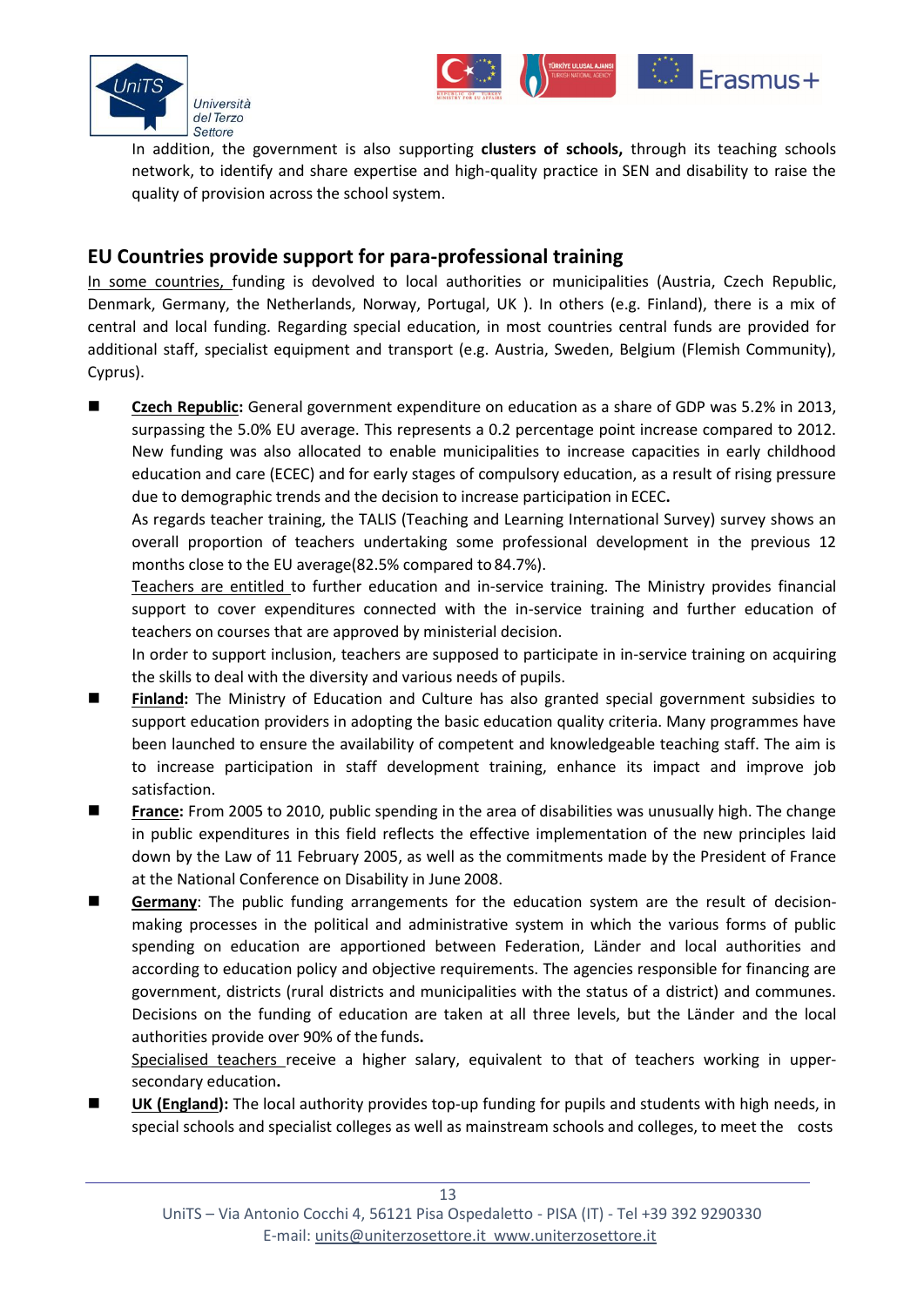In addition, the government is also supporting **clusters of schools,** through its teaching schools network, to identify and share expertise and high-quality practice in SEN and disability to raise the quality of provision across the school system.

## EU Countries provide support for para-professional training

In some countries, funding is devolved to local authorities or municipalities (Austria, Czech Republic, Denmark, Germany, the Netherlands, Norway, Portugal, UK ). In others (e.g. Finland), there is a mix of central and local funding. Regarding special education, in most countries central funds are provided for additional staff, specialist equipment and transport (e.g. Austria, Sweden, Belgium (Flemish Community), Cyprus).

- **Czech Republic:** General government expenditure on education as a share of GDP was 5.2% in 2013, surpassing the 5.0% EU average. This represents a 0.2 percentage point increase compared to 2012. New funding was also allocated to enable municipalities to increase capacities in early childhood education and care (ECEC) and for early stages of compulsory education, as a result of rising pressure due to demographic trends and the decision to increase participation in ECEC**.**

  As regards teacher training, the TALIS (Teaching and Learning International Survey) survey shows an overall proportion of teachers undertaking some professional development in the previous 12 months close to the EU average(82.5% compared to 84.7%).

  Teachers are entitled to further education and in-service training. The Ministry provides financial support to cover expenditures connected with the in-service training and further education of teachers on courses that are approved by ministerial decision.

  In order to support inclusion, teachers are supposed to participate in in-service training on acquiring the skills to deal with the diversity and various needs of pupils.
- **Finland:** The Ministry of Education and Culture has also granted special government subsidies to support education providers in adopting the basic education quality criteria. Many programmes have been launched to ensure the availability of competent and knowledgeable teaching staff. The aim is to increase participation in staff development training, enhance its impact and improve job satisfaction.
- **France:** From 2005 to 2010, public spending in the area of disabilities was unusually high. The change in public expenditures in this field reflects the effective implementation of the new principles laid down by the Law of 11 February 2005, as well as the commitments made by the President of France at the National Conference on Disability in June 2008.
- **Germany**: The public funding arrangements for the education system are the result of decision-making processes in the political and administrative system in which the various forms of public spending on education are apportioned between Federation, Länder and local authorities and according to education policy and objective requirements. The agencies responsible for financing are government, districts (rural districts and municipalities with the status of a district) and communes. Decisions on the funding of education are taken at all three levels, but the Länder and the local authorities provide over 90% of the funds**.**

  Specialised teachers receive a higher salary, equivalent to that of teachers working in upper-secondary education**.**
- **UK (England):** The local authority provides top-up funding for pupils and students with high needs, in special schools and specialist colleges as well as mainstream schools and colleges, to meet the costs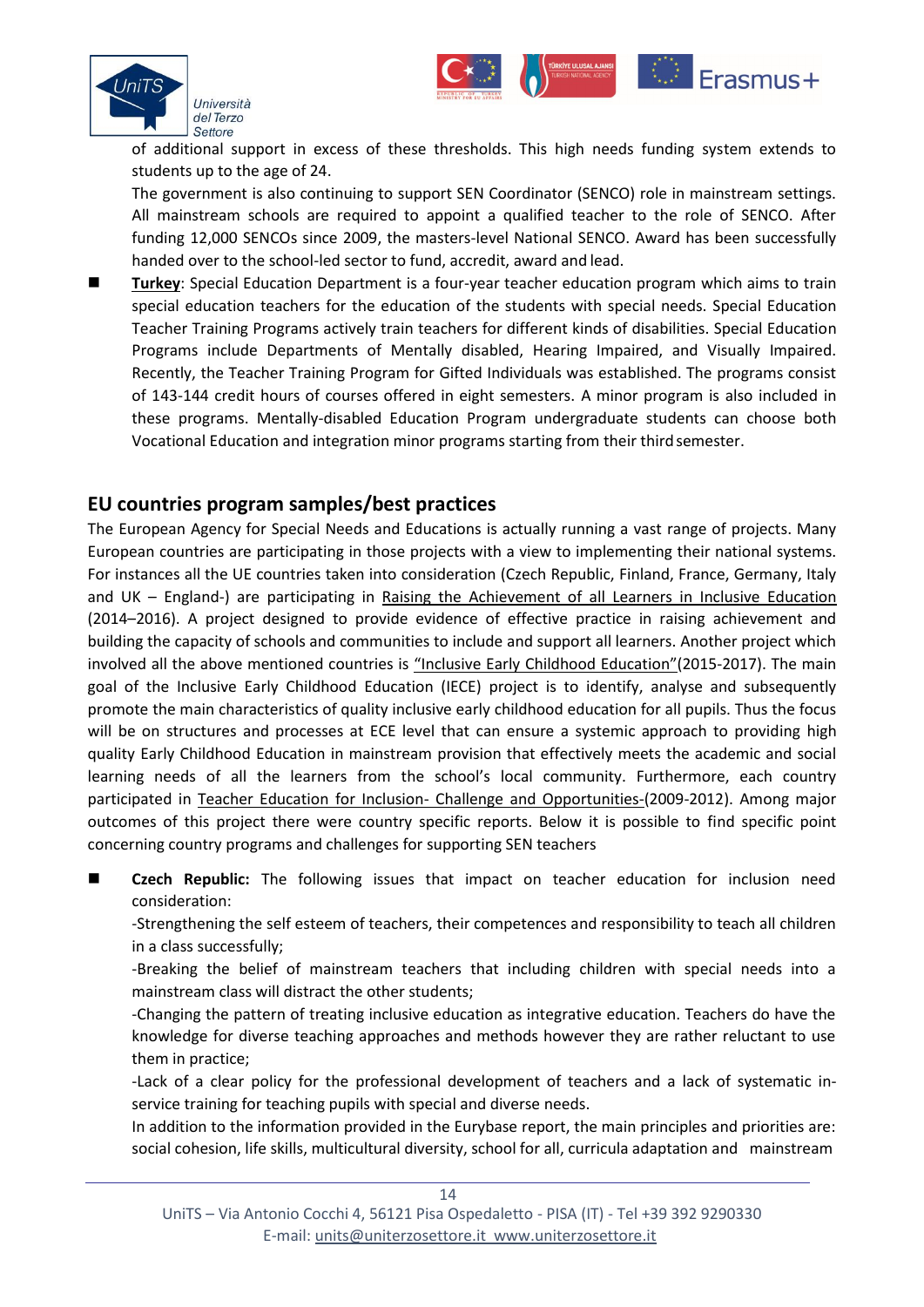of additional support in excess of these thresholds. This high needs funding system extends to students up to the age of 24.

The government is also continuing to support SEN Coordinator (SENCO) role in mainstream settings. All mainstream schools are required to appoint a qualified teacher to the role of SENCO. After funding 12,000 SENCOs since 2009, the masters-level National SENCO. Award has been successfully handed over to the school-led sector to fund, accredit, award and lead.

- **Turkey**: Special Education Department is a four-year teacher education program which aims to train special education teachers for the education of the students with special needs. Special Education Teacher Training Programs actively train teachers for different kinds of disabilities. Special Education Programs include Departments of Mentally disabled, Hearing Impaired, and Visually Impaired. Recently, the Teacher Training Program for Gifted Individuals was established. The programs consist of 143-144 credit hours of courses offered in eight semesters. A minor program is also included in these programs. Mentally-disabled Education Program undergraduate students can choose both Vocational Education and integration minor programs starting from their third semester.

## EU countries program samples/best practices

The European Agency for Special Needs and Educations is actually running a vast range of projects. Many European countries are participating in those projects with a view to implementing their national systems. For instances all the UE countries taken into consideration (Czech Republic, Finland, France, Germany, Italy and UK – England-) are participating in Raising the Achievement of all Learners in Inclusive Education (2014–2016). A project designed to provide evidence of effective practice in raising achievement and building the capacity of schools and communities to include and support all learners. Another project which involved all the above mentioned countries is "Inclusive Early Childhood Education"(2015-2017). The main goal of the Inclusive Early Childhood Education (IECE) project is to identify, analyse and subsequently promote the main characteristics of quality inclusive early childhood education for all pupils. Thus the focus will be on structures and processes at ECE level that can ensure a systemic approach to providing high quality Early Childhood Education in mainstream provision that effectively meets the academic and social learning needs of all the learners from the school's local community. Furthermore, each country participated in Teacher Education for Inclusion- Challenge and Opportunities-(2009-2012). Among major outcomes of this project there were country specific reports. Below it is possible to find specific point concerning country programs and challenges for supporting SEN teachers

- **Czech Republic:** The following issues that impact on teacher education for inclusion need consideration:

  -Strengthening the self esteem of teachers, their competences and responsibility to teach all children in a class successfully;

  -Breaking the belief of mainstream teachers that including children with special needs into a mainstream class will distract the other students;

  -Changing the pattern of treating inclusive education as integrative education. Teachers do have the knowledge for diverse teaching approaches and methods however they are rather reluctant to use them in practice;

  -Lack of a clear policy for the professional development of teachers and a lack of systematic in-service training for teaching pupils with special and diverse needs.

  In addition to the information provided in the Eurybase report, the main principles and priorities are: social cohesion, life skills, multicultural diversity, school for all, curricula adaptation and mainstream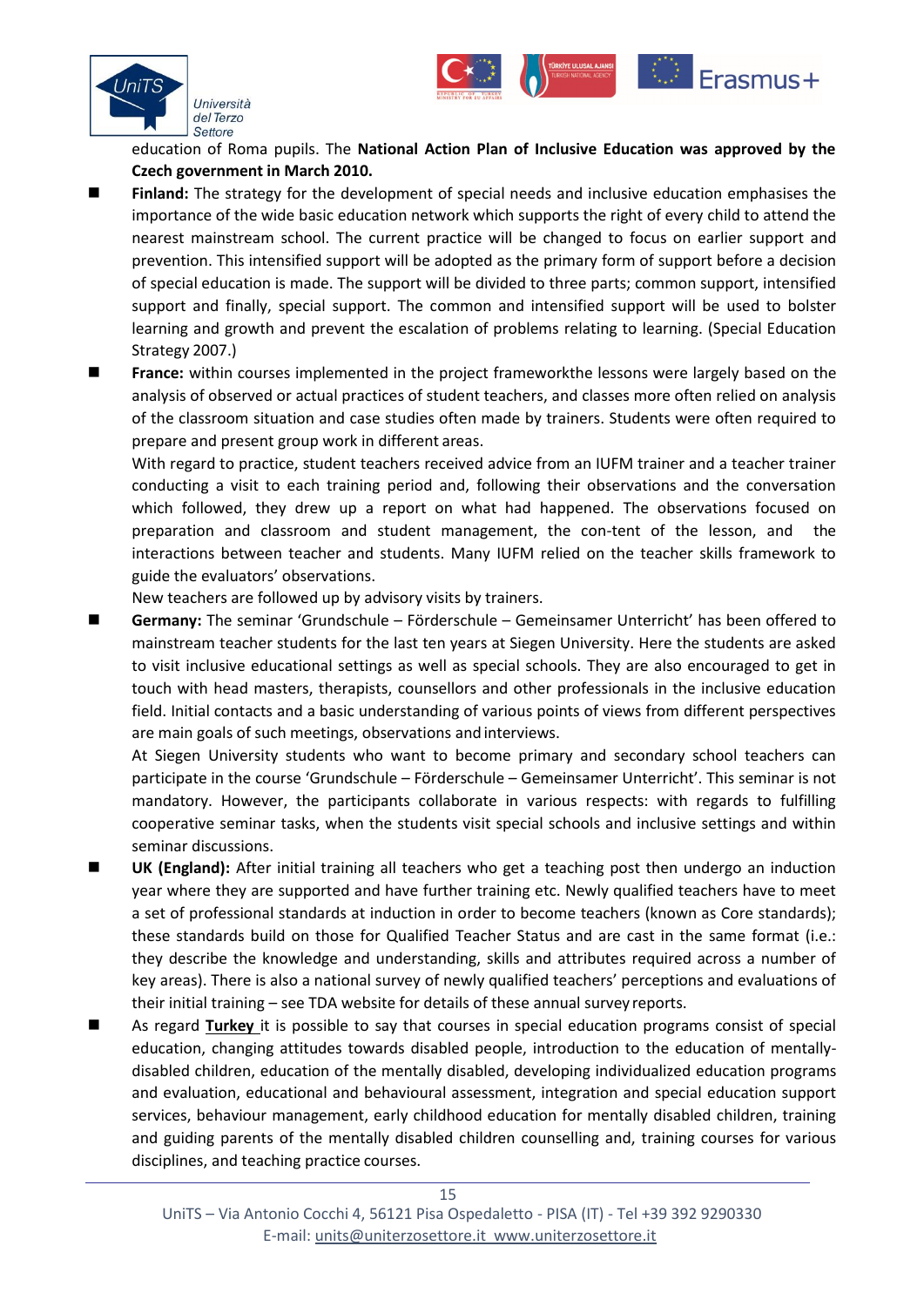education of Roma pupils. The **National Action Plan of Inclusive Education was approved by the Czech government in March 2010.**

- **Finland:** The strategy for the development of special needs and inclusive education emphasises the importance of the wide basic education network which supports the right of every child to attend the nearest mainstream school. The current practice will be changed to focus on earlier support and prevention. This intensified support will be adopted as the primary form of support before a decision of special education is made. The support will be divided to three parts; common support, intensified support and finally, special support. The common and intensified support will be used to bolster learning and growth and prevent the escalation of problems relating to learning. (Special Education Strategy 2007.)
- **France:** within courses implemented in the project frameworkthe lessons were largely based on the analysis of observed or actual practices of student teachers, and classes more often relied on analysis of the classroom situation and case studies often made by trainers. Students were often required to prepare and present group work in different areas.

  With regard to practice, student teachers received advice from an IUFM trainer and a teacher trainer conducting a visit to each training period and, following their observations and the conversation which followed, they drew up a report on what had happened. The observations focused on preparation and classroom and student management, the con-tent of the lesson, and the interactions between teacher and students. Many IUFM relied on the teacher skills framework to guide the evaluators' observations.

  New teachers are followed up by advisory visits by trainers.
- **Germany:** The seminar 'Grundschule – Förderschule – Gemeinsamer Unterricht' has been offered to mainstream teacher students for the last ten years at Siegen University. Here the students are asked to visit inclusive educational settings as well as special schools. They are also encouraged to get in touch with head masters, therapists, counsellors and other professionals in the inclusive education field. Initial contacts and a basic understanding of various points of views from different perspectives are main goals of such meetings, observations and interviews.

  At Siegen University students who want to become primary and secondary school teachers can participate in the course 'Grundschule – Förderschule – Gemeinsamer Unterricht'. This seminar is not mandatory. However, the participants collaborate in various respects: with regards to fulfilling cooperative seminar tasks, when the students visit special schools and inclusive settings and within seminar discussions.
- **UK (England):** After initial training all teachers who get a teaching post then undergo an induction year where they are supported and have further training etc. Newly qualified teachers have to meet a set of professional standards at induction in order to become teachers (known as Core standards); these standards build on those for Qualified Teacher Status and are cast in the same format (i.e.: they describe the knowledge and understanding, skills and attributes required across a number of key areas). There is also a national survey of newly qualified teachers' perceptions and evaluations of their initial training – see TDA website for details of these annual survey reports.
- As regard **Turkey** it is possible to say that courses in special education programs consist of special education, changing attitudes towards disabled people, introduction to the education of mentally-disabled children, education of the mentally disabled, developing individualized education programs and evaluation, educational and behavioural assessment, integration and special education support services, behaviour management, early childhood education for mentally disabled children, training and guiding parents of the mentally disabled children counselling and, training courses for various disciplines, and teaching practice courses.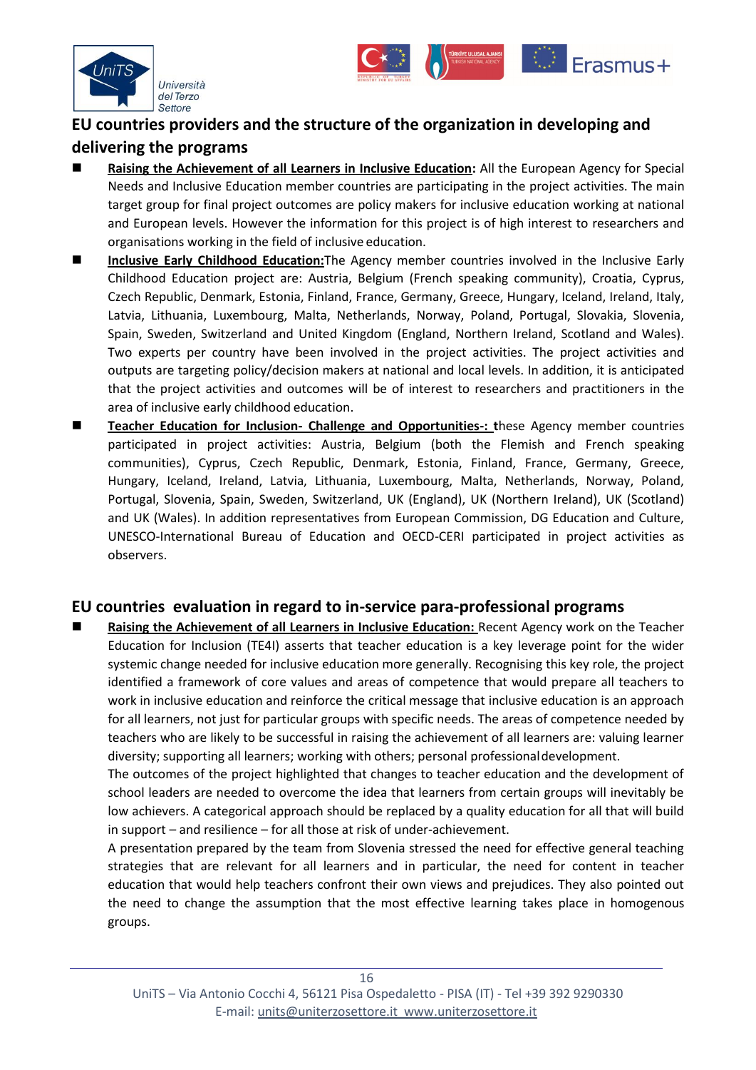## EU countries providers and the structure of the organization in developing and delivering the programs

- **Raising the Achievement of all Learners in Inclusive Education:** All the European Agency for Special Needs and Inclusive Education member countries are participating in the project activities. The main target group for final project outcomes are policy makers for inclusive education working at national and European levels. However the information for this project is of high interest to researchers and organisations working in the field of inclusive education.
- **Inclusive Early Childhood Education:**The Agency member countries involved in the Inclusive Early Childhood Education project are: Austria, Belgium (French speaking community), Croatia, Cyprus, Czech Republic, Denmark, Estonia, Finland, France, Germany, Greece, Hungary, Iceland, Ireland, Italy, Latvia, Lithuania, Luxembourg, Malta, Netherlands, Norway, Poland, Portugal, Slovakia, Slovenia, Spain, Sweden, Switzerland and United Kingdom (England, Northern Ireland, Scotland and Wales). Two experts per country have been involved in the project activities. The project activities and outputs are targeting policy/decision makers at national and local levels. In addition, it is anticipated that the project activities and outcomes will be of interest to researchers and practitioners in the area of inclusive early childhood education.
- **Teacher Education for Inclusion- Challenge and Opportunities-:** these Agency member countries participated in project activities: Austria, Belgium (both the Flemish and French speaking communities), Cyprus, Czech Republic, Denmark, Estonia, Finland, France, Germany, Greece, Hungary, Iceland, Ireland, Latvia, Lithuania, Luxembourg, Malta, Netherlands, Norway, Poland, Portugal, Slovenia, Spain, Sweden, Switzerland, UK (England), UK (Northern Ireland), UK (Scotland) and UK (Wales). In addition representatives from European Commission, DG Education and Culture, UNESCO-International Bureau of Education and OECD-CERI participated in project activities as observers.

## EU countries evaluation in regard to in-service para-professional programs

- **Raising the Achievement of all Learners in Inclusive Education:** Recent Agency work on the Teacher Education for Inclusion (TE4I) asserts that teacher education is a key leverage point for the wider systemic change needed for inclusive education more generally. Recognising this key role, the project identified a framework of core values and areas of competence that would prepare all teachers to work in inclusive education and reinforce the critical message that inclusive education is an approach for all learners, not just for particular groups with specific needs. The areas of competence needed by teachers who are likely to be successful in raising the achievement of all learners are: valuing learner diversity; supporting all learners; working with others; personal professional development.

  The outcomes of the project highlighted that changes to teacher education and the development of school leaders are needed to overcome the idea that learners from certain groups will inevitably be low achievers. A categorical approach should be replaced by a quality education for all that will build in support – and resilience – for all those at risk of under-achievement.

  A presentation prepared by the team from Slovenia stressed the need for effective general teaching strategies that are relevant for all learners and in particular, the need for content in teacher education that would help teachers confront their own views and prejudices. They also pointed out the need to change the assumption that the most effective learning takes place in homogenous groups.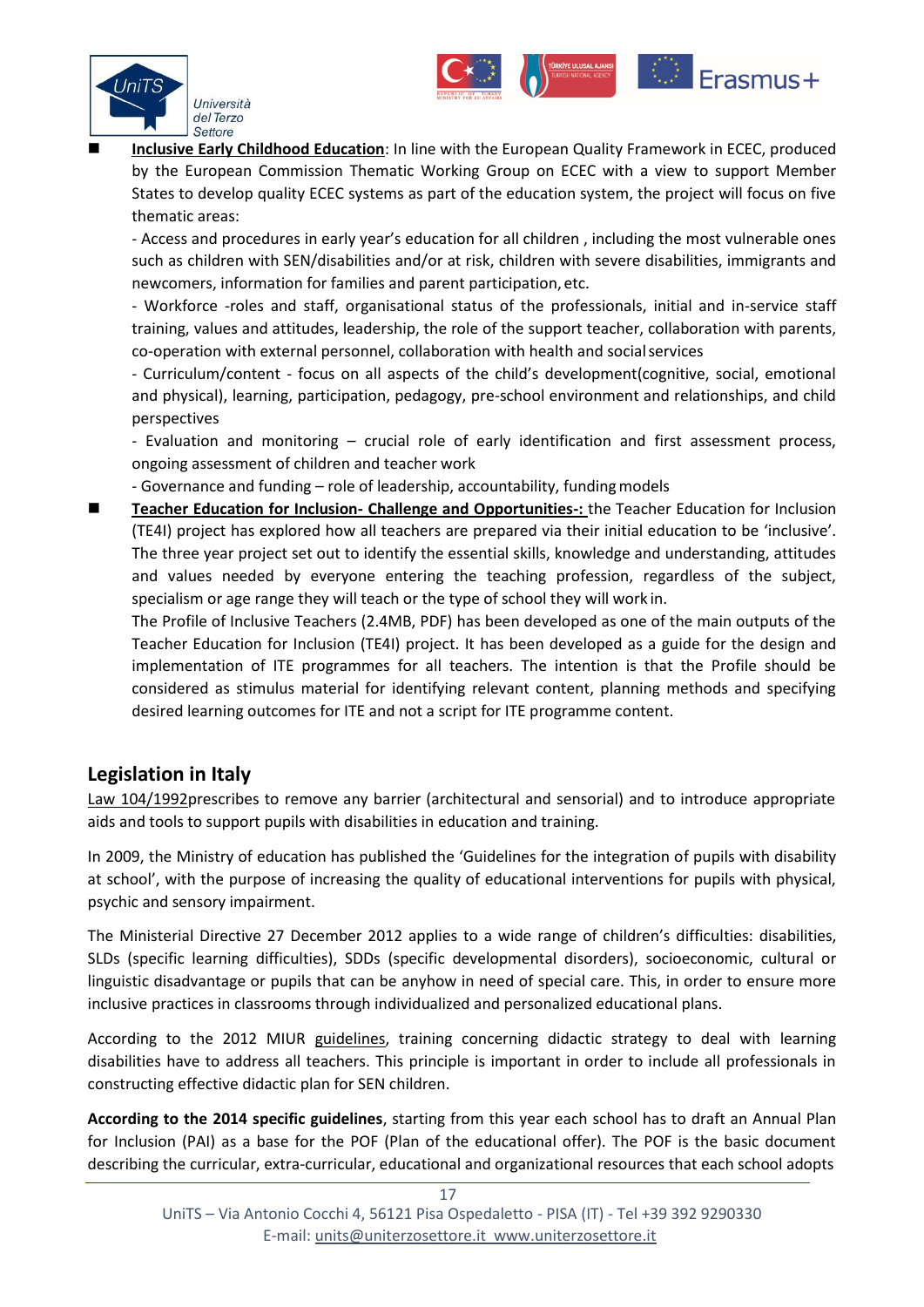- **Inclusive Early Childhood Education**: In line with the European Quality Framework in ECEC, produced by the European Commission Thematic Working Group on ECEC with a view to support Member States to develop quality ECEC systems as part of the education system, the project will focus on five thematic areas:

  - Access and procedures in early year's education for all children , including the most vulnerable ones such as children with SEN/disabilities and/or at risk, children with severe disabilities, immigrants and newcomers, information for families and parent participation, etc.

  - Workforce -roles and staff, organisational status of the professionals, initial and in-service staff training, values and attitudes, leadership, the role of the support teacher, collaboration with parents, co-operation with external personnel, collaboration with health and social services

  - Curriculum/content - focus on all aspects of the child's development(cognitive, social, emotional and physical), learning, participation, pedagogy, pre-school environment and relationships, and child perspectives

  - Evaluation and monitoring – crucial role of early identification and first assessment process, ongoing assessment of children and teacher work

  - Governance and funding – role of leadership, accountability, funding models

- **Teacher Education for Inclusion- Challenge and Opportunities-:** the Teacher Education for Inclusion (TE4I) project has explored how all teachers are prepared via their initial education to be 'inclusive'. The three year project set out to identify the essential skills, knowledge and understanding, attitudes and values needed by everyone entering the teaching profession, regardless of the subject, specialism or age range they will teach or the type of school they will work in.

  The Profile of Inclusive Teachers (2.4MB, PDF) has been developed as one of the main outputs of the Teacher Education for Inclusion (TE4I) project. It has been developed as a guide for the design and implementation of ITE programmes for all teachers. The intention is that the Profile should be considered as stimulus material for identifying relevant content, planning methods and specifying desired learning outcomes for ITE and not a script for ITE programme content.

## Legislation in Italy

Law 104/1992prescribes to remove any barrier (architectural and sensorial) and to introduce appropriate aids and tools to support pupils with disabilities in education and training.

In 2009, the Ministry of education has published the 'Guidelines for the integration of pupils with disability at school', with the purpose of increasing the quality of educational interventions for pupils with physical, psychic and sensory impairment.

The Ministerial Directive 27 December 2012 applies to a wide range of children's difficulties: disabilities, SLDs (specific learning difficulties), SDDs (specific developmental disorders), socioeconomic, cultural or linguistic disadvantage or pupils that can be anyhow in need of special care. This, in order to ensure more inclusive practices in classrooms through individualized and personalized educational plans.

According to the 2012 MIUR guidelines, training concerning didactic strategy to deal with learning disabilities have to address all teachers. This principle is important in order to include all professionals in constructing effective didactic plan for SEN children.

**According to the 2014 specific guidelines**, starting from this year each school has to draft an Annual Plan for Inclusion (PAI) as a base for the POF (Plan of the educational offer). The POF is the basic document describing the curricular, extra-curricular, educational and organizational resources that each school adopts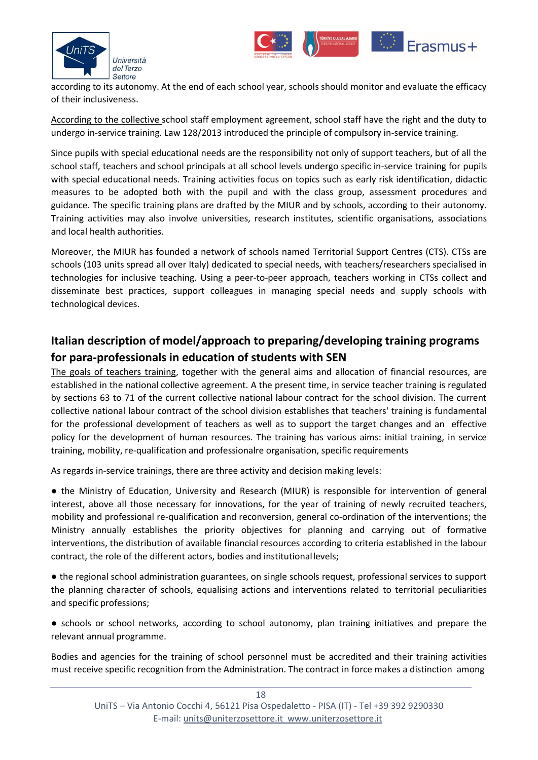according to its autonomy. At the end of each school year, schools should monitor and evaluate the efficacy of their inclusiveness.

According to the collective school staff employment agreement, school staff have the right and the duty to undergo in-service training. Law 128/2013 introduced the principle of compulsory in-service training.

Since pupils with special educational needs are the responsibility not only of support teachers, but of all the school staff, teachers and school principals at all school levels undergo specific in-service training for pupils with special educational needs. Training activities focus on topics such as early risk identification, didactic measures to be adopted both with the pupil and with the class group, assessment procedures and guidance. The specific training plans are drafted by the MIUR and by schools, according to their autonomy. Training activities may also involve universities, research institutes, scientific organisations, associations and local health authorities.

Moreover, the MIUR has founded a network of schools named Territorial Support Centres (CTS). CTSs are schools (103 units spread all over Italy) dedicated to special needs, with teachers/researchers specialised in technologies for inclusive teaching. Using a peer-to-peer approach, teachers working in CTSs collect and disseminate best practices, support colleagues in managing special needs and supply schools with technological devices.

## Italian description of model/approach to preparing/developing training programs for para-professionals in education of students with SEN

The goals of teachers training, together with the general aims and allocation of financial resources, are established in the national collective agreement. A the present time, in service teacher training is regulated by sections 63 to 71 of the current collective national labour contract for the school division. The current collective national labour contract of the school division establishes that teachers' training is fundamental for the professional development of teachers as well as to support the target changes and an effective policy for the development of human resources. The training has various aims: initial training, in service training, mobility, re-qualification and professionalre organisation, specific requirements

As regards in-service trainings, there are three activity and decision making levels:

- the Ministry of Education, University and Research (MIUR) is responsible for intervention of general interest, above all those necessary for innovations, for the year of training of newly recruited teachers, mobility and professional re-qualification and reconversion, general co-ordination of the interventions; the Ministry annually establishes the priority objectives for planning and carrying out of formative interventions, the distribution of available financial resources according to criteria established in the labour contract, the role of the different actors, bodies and institutional levels;
- the regional school administration guarantees, on single schools request, professional services to support the planning character of schools, equalising actions and interventions related to territorial peculiarities and specific professions;
- schools or school networks, according to school autonomy, plan training initiatives and prepare the relevant annual programme.

Bodies and agencies for the training of school personnel must be accredited and their training activities must receive specific recognition from the Administration. The contract in force makes a distinction among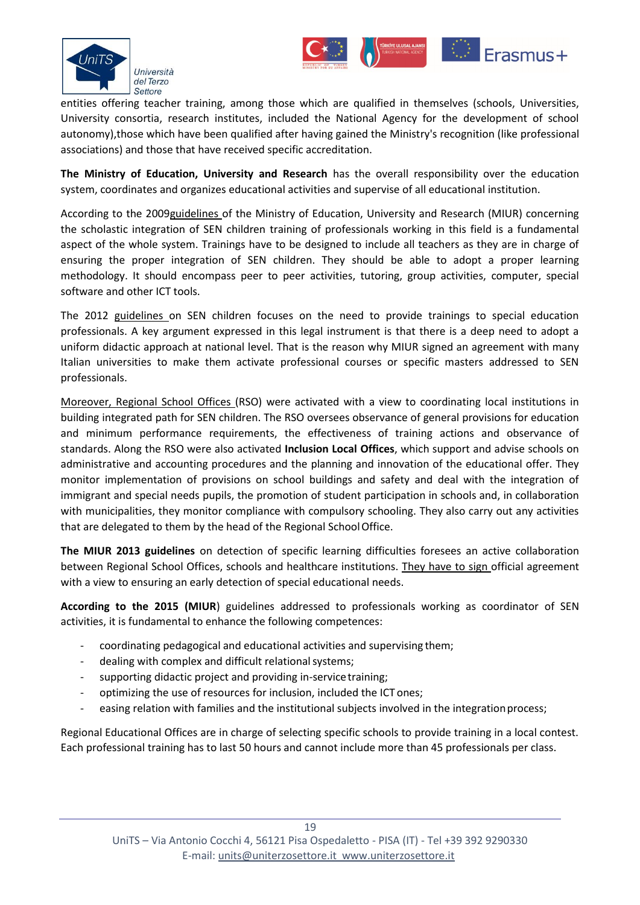entities offering teacher training, among those which are qualified in themselves (schools, Universities, University consortia, research institutes, included the National Agency for the development of school autonomy),those which have been qualified after having gained the Ministry's recognition (like professional associations) and those that have received specific accreditation.

**The Ministry of Education, University and Research** has the overall responsibility over the education system, coordinates and organizes educational activities and supervise of all educational institution.

According to the 2009guidelines of the Ministry of Education, University and Research (MIUR) concerning the scholastic integration of SEN children training of professionals working in this field is a fundamental aspect of the whole system. Trainings have to be designed to include all teachers as they are in charge of ensuring the proper integration of SEN children. They should be able to adopt a proper learning methodology. It should encompass peer to peer activities, tutoring, group activities, computer, special software and other ICT tools.

The 2012 guidelines on SEN children focuses on the need to provide trainings to special education professionals. A key argument expressed in this legal instrument is that there is a deep need to adopt a uniform didactic approach at national level. That is the reason why MIUR signed an agreement with many Italian universities to make them activate professional courses or specific masters addressed to SEN professionals.

Moreover, Regional School Offices (RSO) were activated with a view to coordinating local institutions in building integrated path for SEN children. The RSO oversees observance of general provisions for education and minimum performance requirements, the effectiveness of training actions and observance of standards. Along the RSO were also activated **Inclusion Local Offices**, which support and advise schools on administrative and accounting procedures and the planning and innovation of the educational offer. They monitor implementation of provisions on school buildings and safety and deal with the integration of immigrant and special needs pupils, the promotion of student participation in schools and, in collaboration with municipalities, they monitor compliance with compulsory schooling. They also carry out any activities that are delegated to them by the head of the Regional School Office.

**The MIUR 2013 guidelines** on detection of specific learning difficulties foresees an active collaboration between Regional School Offices, schools and healthcare institutions. They have to sign official agreement with a view to ensuring an early detection of special educational needs.

**According to the 2015 (MIUR**) guidelines addressed to professionals working as coordinator of SEN activities, it is fundamental to enhance the following competences:

- coordinating pedagogical and educational activities and supervising them;
- dealing with complex and difficult relational systems;
- supporting didactic project and providing in-service training;
- optimizing the use of resources for inclusion, included the ICT ones;
- easing relation with families and the institutional subjects involved in the integration process;

Regional Educational Offices are in charge of selecting specific schools to provide training in a local contest. Each professional training has to last 50 hours and cannot include more than 45 professionals per class.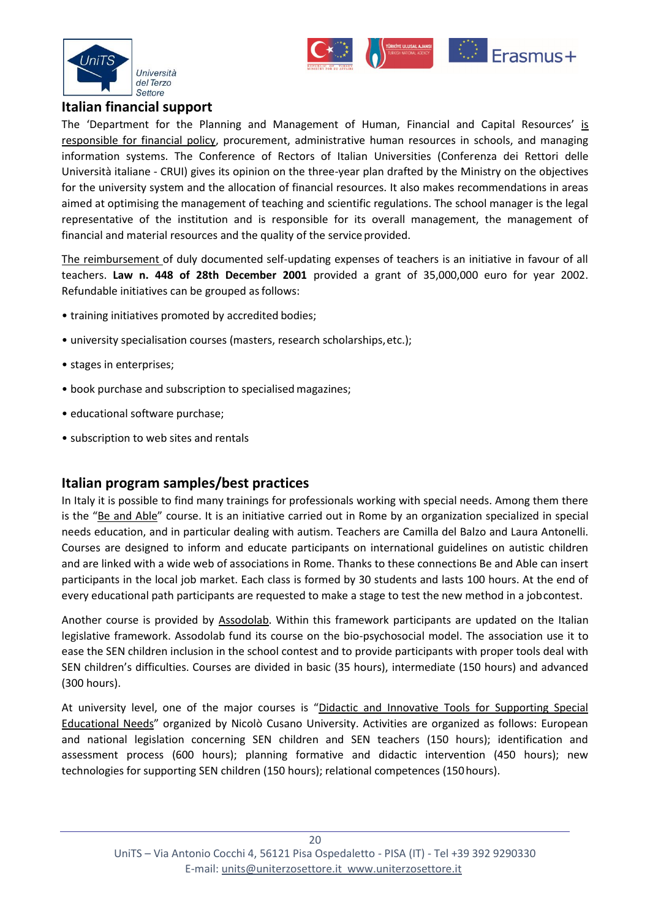## Italian financial support

The 'Department for the Planning and Management of Human, Financial and Capital Resources' is responsible for financial policy, procurement, administrative human resources in schools, and managing information systems. The Conference of Rectors of Italian Universities (Conferenza dei Rettori delle Università italiane - CRUI) gives its opinion on the three-year plan drafted by the Ministry on the objectives for the university system and the allocation of financial resources. It also makes recommendations in areas aimed at optimising the management of teaching and scientific regulations. The school manager is the legal representative of the institution and is responsible for its overall management, the management of financial and material resources and the quality of the service provided.

The reimbursement of duly documented self-updating expenses of teachers is an initiative in favour of all teachers. **Law n. 448 of 28th December 2001** provided a grant of 35,000,000 euro for year 2002. Refundable initiatives can be grouped as follows:

- training initiatives promoted by accredited bodies;
- university specialisation courses (masters, research scholarships, etc.);
- stages in enterprises;
- book purchase and subscription to specialised magazines;
- educational software purchase;
- subscription to web sites and rentals

## Italian program samples/best practices

In Italy it is possible to find many trainings for professionals working with special needs. Among them there is the "Be and Able" course. It is an initiative carried out in Rome by an organization specialized in special needs education, and in particular dealing with autism. Teachers are Camilla del Balzo and Laura Antonelli. Courses are designed to inform and educate participants on international guidelines on autistic children and are linked with a wide web of associations in Rome. Thanks to these connections Be and Able can insert participants in the local job market. Each class is formed by 30 students and lasts 100 hours. At the end of every educational path participants are requested to make a stage to test the new method in a job contest.

Another course is provided by Assodolab. Within this framework participants are updated on the Italian legislative framework. Assodolab fund its course on the bio-psychosocial model. The association use it to ease the SEN children inclusion in the school contest and to provide participants with proper tools deal with SEN children's difficulties. Courses are divided in basic (35 hours), intermediate (150 hours) and advanced (300 hours).

At university level, one of the major courses is "Didactic and Innovative Tools for Supporting Special Educational Needs" organized by Nicolò Cusano University. Activities are organized as follows: European and national legislation concerning SEN children and SEN teachers (150 hours); identification and assessment process (600 hours); planning formative and didactic intervention (450 hours); new technologies for supporting SEN children (150 hours); relational competences (150 hours).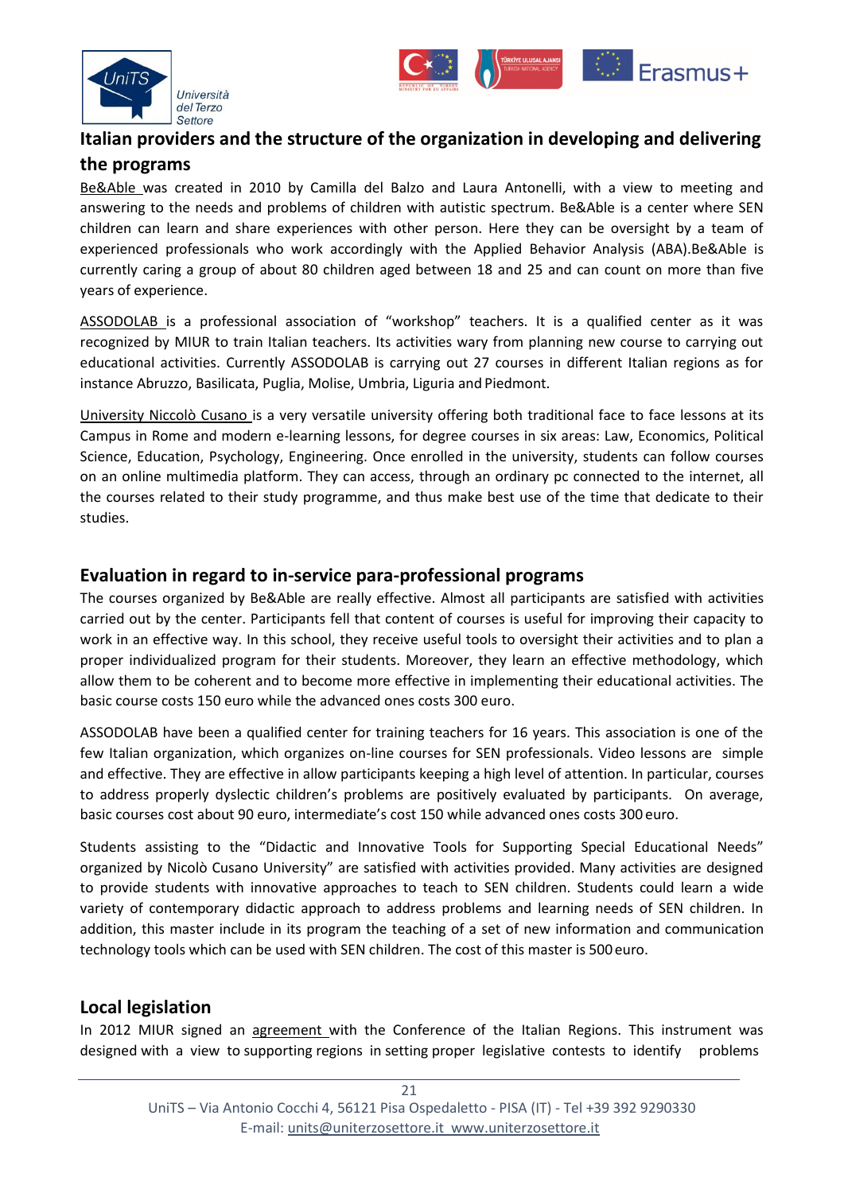## Italian providers and the structure of the organization in developing and delivering the programs

Be&Able was created in 2010 by Camilla del Balzo and Laura Antonelli, with a view to meeting and answering to the needs and problems of children with autistic spectrum. Be&Able is a center where SEN children can learn and share experiences with other person. Here they can be oversight by a team of experienced professionals who work accordingly with the Applied Behavior Analysis (ABA).Be&Able is currently caring a group of about 80 children aged between 18 and 25 and can count on more than five years of experience.

ASSODOLAB is a professional association of "workshop" teachers. It is a qualified center as it was recognized by MIUR to train Italian teachers. Its activities wary from planning new course to carrying out educational activities. Currently ASSODOLAB is carrying out 27 courses in different Italian regions as for instance Abruzzo, Basilicata, Puglia, Molise, Umbria, Liguria and Piedmont.

University Niccolò Cusano is a very versatile university offering both traditional face to face lessons at its Campus in Rome and modern e-learning lessons, for degree courses in six areas: Law, Economics, Political Science, Education, Psychology, Engineering. Once enrolled in the university, students can follow courses on an online multimedia platform. They can access, through an ordinary pc connected to the internet, all the courses related to their study programme, and thus make best use of the time that dedicate to their studies.

## Evaluation in regard to in-service para-professional programs

The courses organized by Be&Able are really effective. Almost all participants are satisfied with activities carried out by the center. Participants fell that content of courses is useful for improving their capacity to work in an effective way. In this school, they receive useful tools to oversight their activities and to plan a proper individualized program for their students. Moreover, they learn an effective methodology, which allow them to be coherent and to become more effective in implementing their educational activities. The basic course costs 150 euro while the advanced ones costs 300 euro.

ASSODOLAB have been a qualified center for training teachers for 16 years. This association is one of the few Italian organization, which organizes on-line courses for SEN professionals. Video lessons are simple and effective. They are effective in allow participants keeping a high level of attention. In particular, courses to address properly dyslectic children's problems are positively evaluated by participants. On average, basic courses cost about 90 euro, intermediate's cost 150 while advanced ones costs 300 euro.

Students assisting to the "Didactic and Innovative Tools for Supporting Special Educational Needs" organized by Nicolò Cusano University" are satisfied with activities provided. Many activities are designed to provide students with innovative approaches to teach to SEN children. Students could learn a wide variety of contemporary didactic approach to address problems and learning needs of SEN children. In addition, this master include in its program the teaching of a set of new information and communication technology tools which can be used with SEN children. The cost of this master is 500 euro.

## Local legislation

In 2012 MIUR signed an agreement with the Conference of the Italian Regions. This instrument was designed with a view to supporting regions in setting proper legislative contests to identify problems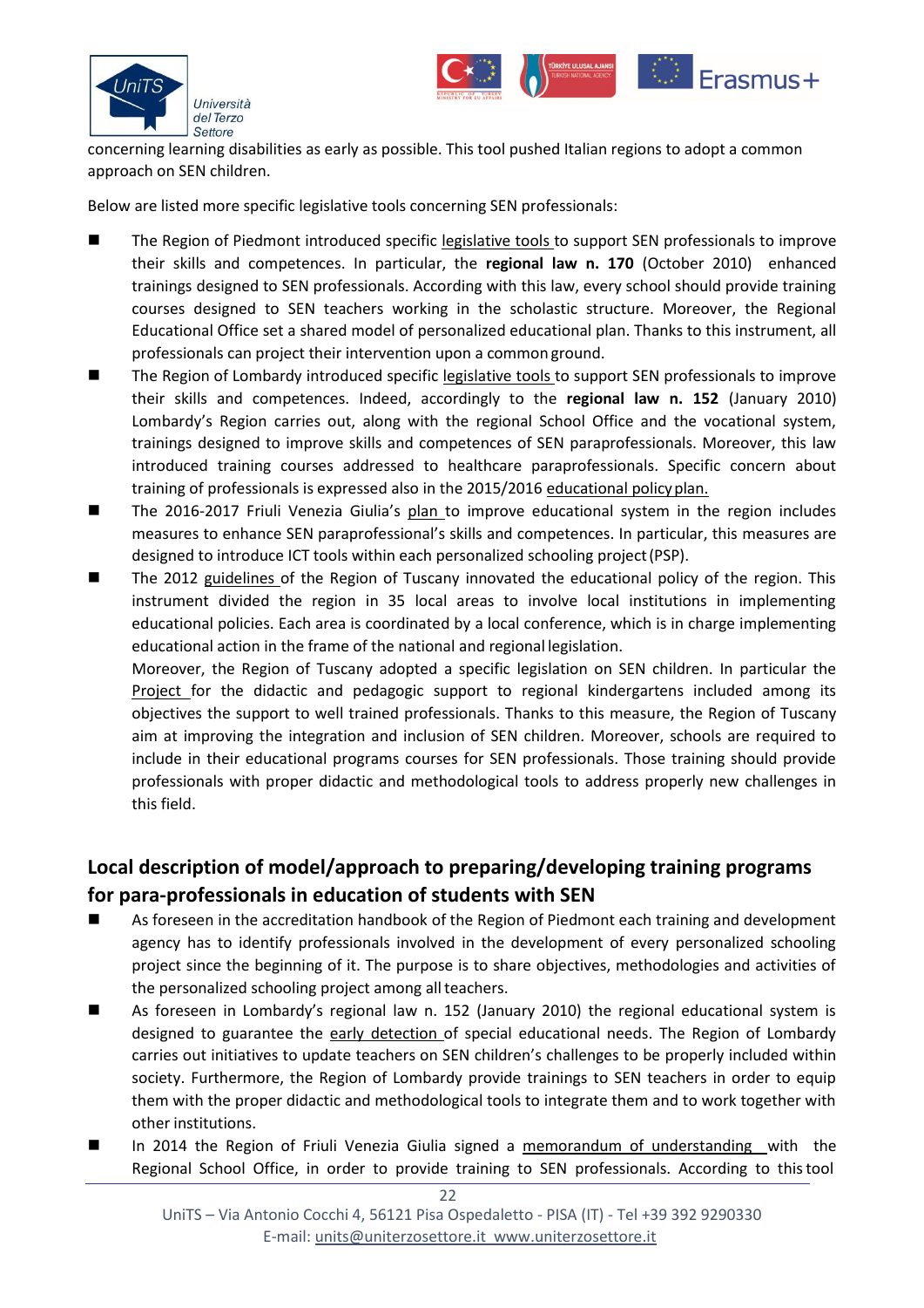concerning learning disabilities as early as possible. This tool pushed Italian regions to adopt a common approach on SEN children.

Below are listed more specific legislative tools concerning SEN professionals:

- The Region of Piedmont introduced specific legislative tools to support SEN professionals to improve their skills and competences. In particular, the **regional law n. 170** (October 2010) enhanced trainings designed to SEN professionals. According with this law, every school should provide training courses designed to SEN teachers working in the scholastic structure. Moreover, the Regional Educational Office set a shared model of personalized educational plan. Thanks to this instrument, all professionals can project their intervention upon a common ground.
- The Region of Lombardy introduced specific legislative tools to support SEN professionals to improve their skills and competences. Indeed, accordingly to the **regional law n. 152** (January 2010) Lombardy's Region carries out, along with the regional School Office and the vocational system, trainings designed to improve skills and competences of SEN paraprofessionals. Moreover, this law introduced training courses addressed to healthcare paraprofessionals. Specific concern about training of professionals is expressed also in the 2015/2016 educational policy plan.
- The 2016-2017 Friuli Venezia Giulia's plan to improve educational system in the region includes measures to enhance SEN paraprofessional's skills and competences. In particular, this measures are designed to introduce ICT tools within each personalized schooling project (PSP).
- The 2012 guidelines of the Region of Tuscany innovated the educational policy of the region. This instrument divided the region in 35 local areas to involve local institutions in implementing educational policies. Each area is coordinated by a local conference, which is in charge implementing educational action in the frame of the national and regional legislation.
  Moreover, the Region of Tuscany adopted a specific legislation on SEN children. In particular the Project for the didactic and pedagogic support to regional kindergartens included among its objectives the support to well trained professionals. Thanks to this measure, the Region of Tuscany aim at improving the integration and inclusion of SEN children. Moreover, schools are required to include in their educational programs courses for SEN professionals. Those training should provide professionals with proper didactic and methodological tools to address properly new challenges in this field.

## Local description of model/approach to preparing/developing training programs for para-professionals in education of students with SEN

- As foreseen in the accreditation handbook of the Region of Piedmont each training and development agency has to identify professionals involved in the development of every personalized schooling project since the beginning of it. The purpose is to share objectives, methodologies and activities of the personalized schooling project among all teachers.
- As foreseen in Lombardy's regional law n. 152 (January 2010) the regional educational system is designed to guarantee the early detection of special educational needs. The Region of Lombardy carries out initiatives to update teachers on SEN children's challenges to be properly included within society. Furthermore, the Region of Lombardy provide trainings to SEN teachers in order to equip them with the proper didactic and methodological tools to integrate them and to work together with other institutions.
- In 2014 the Region of Friuli Venezia Giulia signed a memorandum of understanding with the Regional School Office, in order to provide training to SEN professionals. According to this tool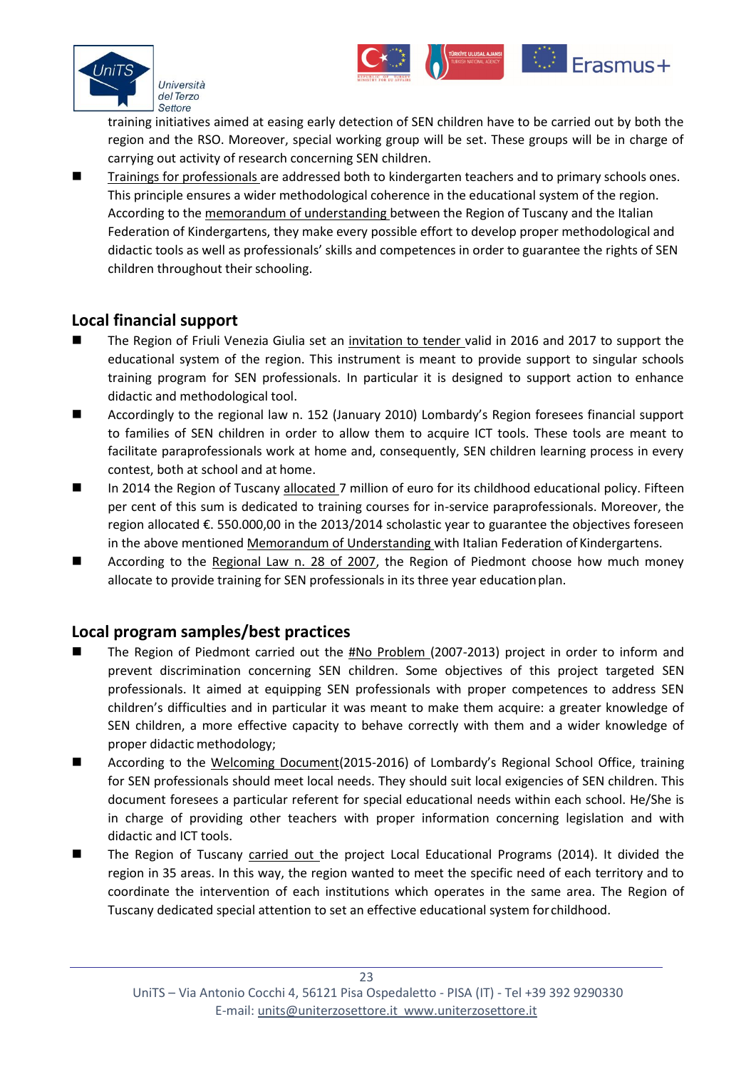training initiatives aimed at easing early detection of SEN children have to be carried out by both the region and the RSO. Moreover, special working group will be set. These groups will be in charge of carrying out activity of research concerning SEN children.

- Trainings for professionals are addressed both to kindergarten teachers and to primary schools ones. This principle ensures a wider methodological coherence in the educational system of the region. According to the memorandum of understanding between the Region of Tuscany and the Italian Federation of Kindergartens, they make every possible effort to develop proper methodological and didactic tools as well as professionals' skills and competences in order to guarantee the rights of SEN children throughout their schooling.

## Local financial support

- The Region of Friuli Venezia Giulia set an invitation to tender valid in 2016 and 2017 to support the educational system of the region. This instrument is meant to provide support to singular schools training program for SEN professionals. In particular it is designed to support action to enhance didactic and methodological tool.
- Accordingly to the regional law n. 152 (January 2010) Lombardy's Region foresees financial support to families of SEN children in order to allow them to acquire ICT tools. These tools are meant to facilitate paraprofessionals work at home and, consequently, SEN children learning process in every contest, both at school and at home.
- In 2014 the Region of Tuscany allocated 7 million of euro for its childhood educational policy. Fifteen per cent of this sum is dedicated to training courses for in-service paraprofessionals. Moreover, the region allocated €. 550.000,00 in the 2013/2014 scholastic year to guarantee the objectives foreseen in the above mentioned Memorandum of Understanding with Italian Federation of Kindergartens.
- According to the Regional Law n. 28 of 2007, the Region of Piedmont choose how much money allocate to provide training for SEN professionals in its three year education plan.

## Local program samples/best practices

- The Region of Piedmont carried out the #No Problem (2007-2013) project in order to inform and prevent discrimination concerning SEN children. Some objectives of this project targeted SEN professionals. It aimed at equipping SEN professionals with proper competences to address SEN children's difficulties and in particular it was meant to make them acquire: a greater knowledge of SEN children, a more effective capacity to behave correctly with them and a wider knowledge of proper didactic methodology;
- According to the Welcoming Document(2015-2016) of Lombardy's Regional School Office, training for SEN professionals should meet local needs. They should suit local exigencies of SEN children. This document foresees a particular referent for special educational needs within each school. He/She is in charge of providing other teachers with proper information concerning legislation and with didactic and ICT tools.
- The Region of Tuscany carried out the project Local Educational Programs (2014). It divided the region in 35 areas. In this way, the region wanted to meet the specific need of each territory and to coordinate the intervention of each institutions which operates in the same area. The Region of Tuscany dedicated special attention to set an effective educational system for childhood.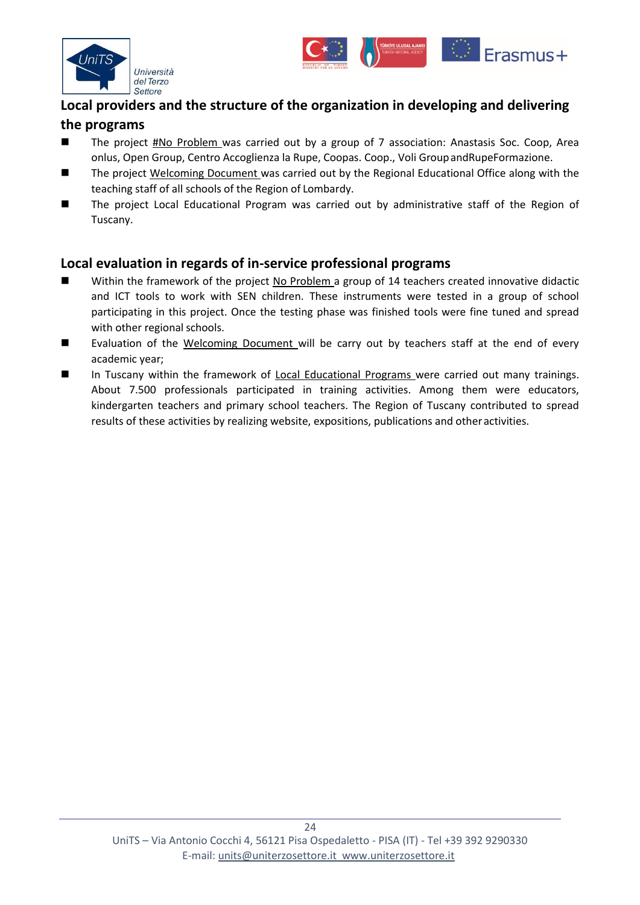## Local providers and the structure of the organization in developing and delivering the programs

- The project #No Problem was carried out by a group of 7 association: Anastasis Soc. Coop, Area onlus, Open Group, Centro Accoglienza la Rupe, Coopas. Coop., Voli Group andRupeFormazione.
- The project Welcoming Document was carried out by the Regional Educational Office along with the teaching staff of all schools of the Region of Lombardy.
- The project Local Educational Program was carried out by administrative staff of the Region of Tuscany.

## Local evaluation in regards of in-service professional programs

- Within the framework of the project No Problem a group of 14 teachers created innovative didactic and ICT tools to work with SEN children. These instruments were tested in a group of school participating in this project. Once the testing phase was finished tools were fine tuned and spread with other regional schools.
- Evaluation of the Welcoming Document will be carry out by teachers staff at the end of every academic year;
- In Tuscany within the framework of Local Educational Programs were carried out many trainings. About 7.500 professionals participated in training activities. Among them were educators, kindergarten teachers and primary school teachers. The Region of Tuscany contributed to spread results of these activities by realizing website, expositions, publications and other activities.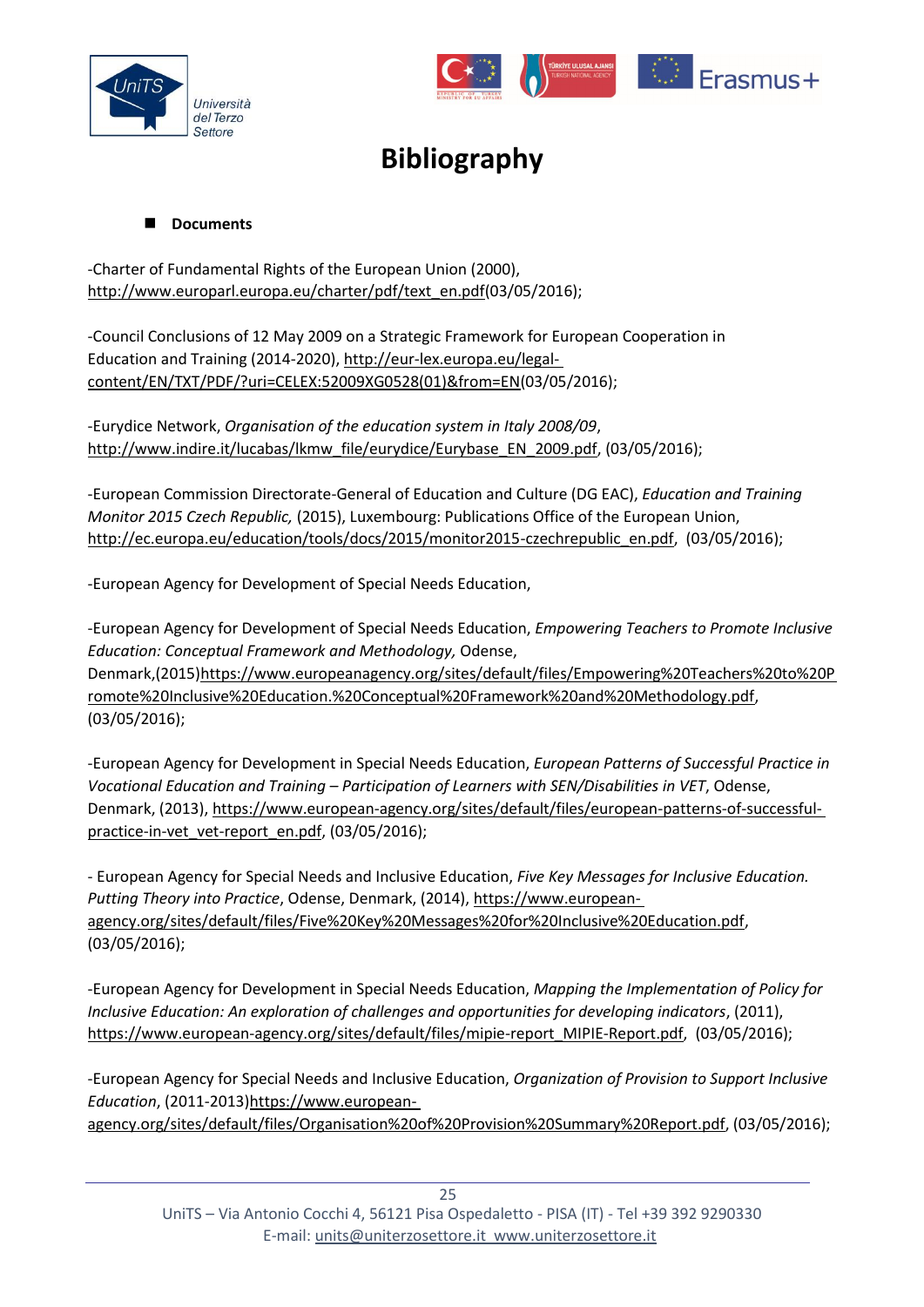# Bibliography

- **Documents**

-Charter of Fundamental Rights of the European Union (2000), http://www.europarl.europa.eu/charter/pdf/text_en.pdf(03/05/2016);

-Council Conclusions of 12 May 2009 on a Strategic Framework for European Cooperation in Education and Training (2014-2020), http://eur-lex.europa.eu/legal-content/EN/TXT/PDF/?uri=CELEX:52009XG0528(01)&from=EN(03/05/2016);

-Eurydice Network, *Organisation of the education system in Italy 2008/09*, http://www.indire.it/lucabas/lkmw_file/eurydice/Eurybase_EN_2009.pdf, (03/05/2016);

-European Commission Directorate-General of Education and Culture (DG EAC), *Education and Training Monitor 2015 Czech Republic,* (2015), Luxembourg: Publications Office of the European Union, http://ec.europa.eu/education/tools/docs/2015/monitor2015-czechrepublic_en.pdf, (03/05/2016);

-European Agency for Development of Special Needs Education,

-European Agency for Development of Special Needs Education, *Empowering Teachers to Promote Inclusive Education: Conceptual Framework and Methodology,* Odense, Denmark,(2015)https://www.europeanagency.org/sites/default/files/Empowering%20Teachers%20to%20Promote%20Inclusive%20Education.%20Conceptual%20Framework%20and%20Methodology.pdf, (03/05/2016);

-European Agency for Development in Special Needs Education, *European Patterns of Successful Practice in Vocational Education and Training – Participation of Learners with SEN/Disabilities in VET*, Odense, Denmark, (2013), https://www.european-agency.org/sites/default/files/european-patterns-of-successful-practice-in-vet_vet-report_en.pdf, (03/05/2016);

- European Agency for Special Needs and Inclusive Education, *Five Key Messages for Inclusive Education. Putting Theory into Practice*, Odense, Denmark, (2014), https://www.european-agency.org/sites/default/files/Five%20Key%20Messages%20for%20Inclusive%20Education.pdf, (03/05/2016);

-European Agency for Development in Special Needs Education, *Mapping the Implementation of Policy for Inclusive Education: An exploration of challenges and opportunities for developing indicators*, (2011), https://www.european-agency.org/sites/default/files/mipie-report_MIPIE-Report.pdf, (03/05/2016);

-European Agency for Special Needs and Inclusive Education, *Organization of Provision to Support Inclusive Education*, (2011-2013)https://www.european-agency.org/sites/default/files/Organisation%20of%20Provision%20Summary%20Report.pdf, (03/05/2016);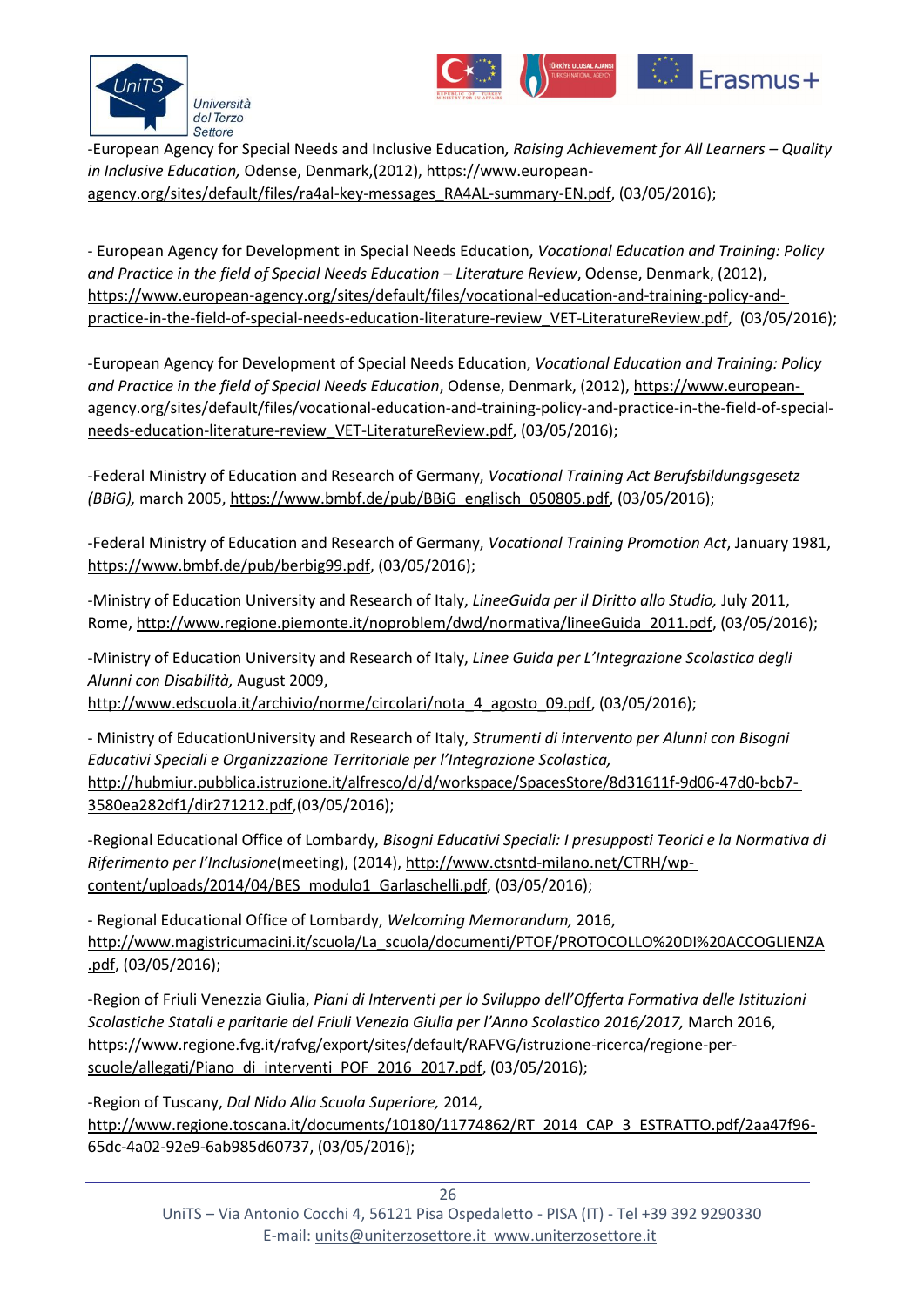-European Agency for Special Needs and Inclusive Education, *Raising Achievement for All Learners – Quality in Inclusive Education,* Odense, Denmark,(2012), https://www.european-agency.org/sites/default/files/ra4al-key-messages_RA4AL-summary-EN.pdf, (03/05/2016);

- European Agency for Development in Special Needs Education, *Vocational Education and Training: Policy and Practice in the field of Special Needs Education – Literature Review*, Odense, Denmark, (2012), https://www.european-agency.org/sites/default/files/vocational-education-and-training-policy-and-practice-in-the-field-of-special-needs-education-literature-review_VET-LiteratureReview.pdf, (03/05/2016);

-European Agency for Development of Special Needs Education, *Vocational Education and Training: Policy and Practice in the field of Special Needs Education*, Odense, Denmark, (2012), https://www.european-agency.org/sites/default/files/vocational-education-and-training-policy-and-practice-in-the-field-of-special-needs-education-literature-review_VET-LiteratureReview.pdf, (03/05/2016);

-Federal Ministry of Education and Research of Germany, *Vocational Training Act Berufsbildungsgesetz (BBiG),* march 2005, https://www.bmbf.de/pub/BBiG_englisch_050805.pdf, (03/05/2016);

-Federal Ministry of Education and Research of Germany, *Vocational Training Promotion Act*, January 1981, https://www.bmbf.de/pub/berbig99.pdf, (03/05/2016);

-Ministry of Education University and Research of Italy, *LineeGuida per il Diritto allo Studio,* July 2011, Rome, http://www.regione.piemonte.it/noproblem/dwd/normativa/lineeGuida_2011.pdf, (03/05/2016);

-Ministry of Education University and Research of Italy, *Linee Guida per L'Integrazione Scolastica degli Alunni con Disabilità,* August 2009, http://www.edscuola.it/archivio/norme/circolari/nota_4_agosto_09.pdf, (03/05/2016);

- Ministry of EducationUniversity and Research of Italy, *Strumenti di intervento per Alunni con Bisogni Educativi Speciali e Organizzazione Territoriale per l'Integrazione Scolastica,* http://hubmiur.pubblica.istruzione.it/alfresco/d/d/workspace/SpacesStore/8d31611f-9d06-47d0-bcb7-3580ea282df1/dir271212.pdf,(03/05/2016);

-Regional Educational Office of Lombardy, *Bisogni Educativi Speciali: I presupposti Teorici e la Normativa di Riferimento per l'Inclusione*(meeting), (2014), http://www.ctsntd-milano.net/CTRH/wp-content/uploads/2014/04/BES_modulo1_Garlaschelli.pdf, (03/05/2016);

- Regional Educational Office of Lombardy, *Welcoming Memorandum,* 2016, http://www.magistricumacini.it/scuola/La_scuola/documenti/PTOF/PROTOCOLLO%20DI%20ACCOGLIENZA.pdf, (03/05/2016);

-Region of Friuli Venezzia Giulia, *Piani di Interventi per lo Sviluppo dell'Offerta Formativa delle Istituzioni Scolastiche Statali e paritarie del Friuli Venezia Giulia per l'Anno Scolastico 2016/2017,* March 2016, https://www.regione.fvg.it/rafvg/export/sites/default/RAFVG/istruzione-ricerca/regione-per-scuole/allegati/Piano_di_interventi_POF_2016_2017.pdf, (03/05/2016);

-Region of Tuscany, *Dal Nido Alla Scuola Superiore,* 2014, http://www.regione.toscana.it/documents/10180/11774862/RT_2014_CAP_3_ESTRATTO.pdf/2aa47f96-65dc-4a02-92e9-6ab985d60737, (03/05/2016);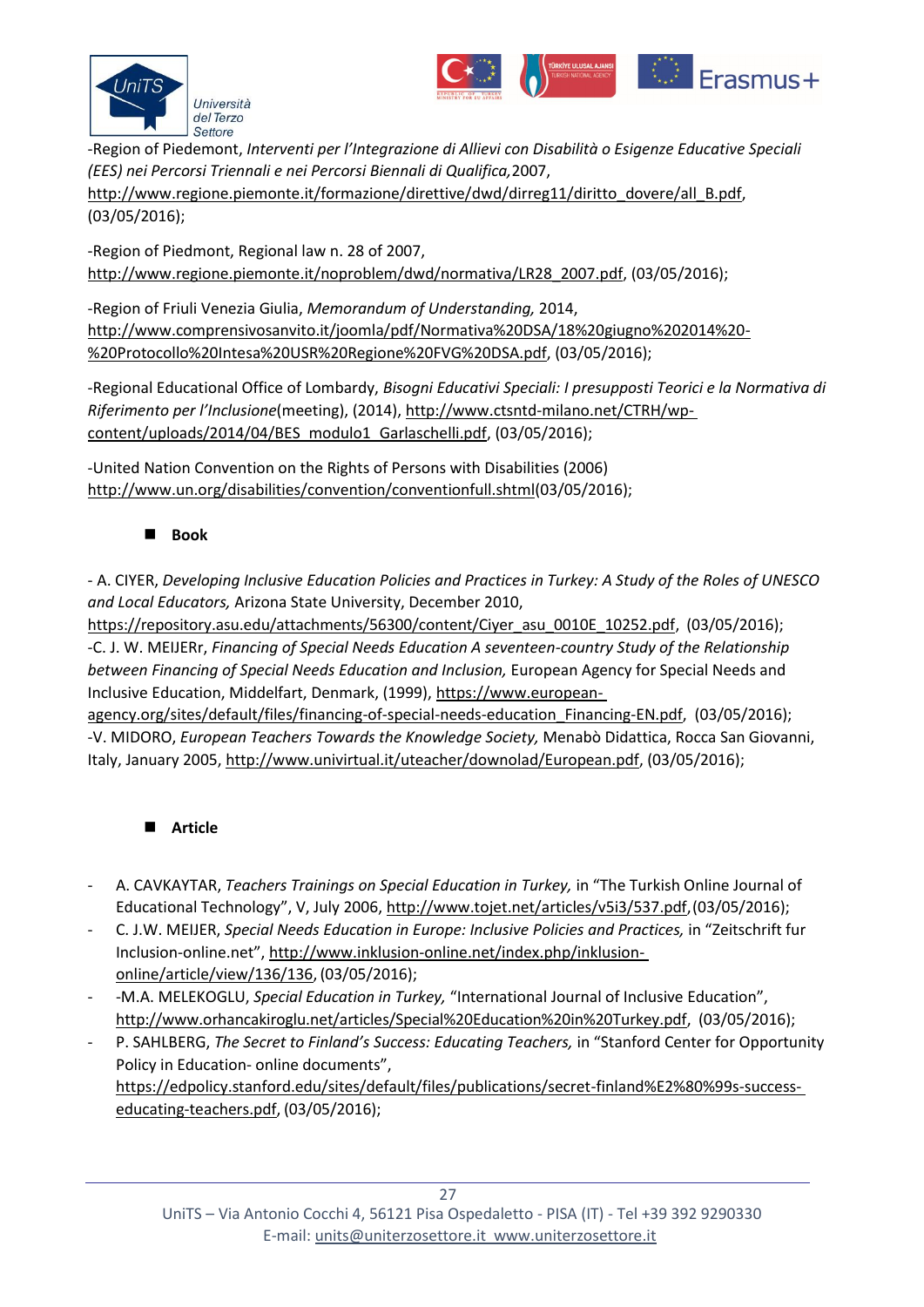-Region of Piedemont, *Interventi per l'Integrazione di Allievi con Disabilità o Esigenze Educative Speciali (EES) nei Percorsi Triennali e nei Percorsi Biennali di Qualifica,*2007, http://www.regione.piemonte.it/formazione/direttive/dwd/dirreg11/diritto_dovere/all_B.pdf, (03/05/2016);

-Region of Piedmont, Regional law n. 28 of 2007, http://www.regione.piemonte.it/noproblem/dwd/normativa/LR28_2007.pdf, (03/05/2016);

-Region of Friuli Venezia Giulia, *Memorandum of Understanding,* 2014, http://www.comprensivosanvito.it/joomla/pdf/Normativa%20DSA/18%20giugno%202014%20-%20Protocollo%20Intesa%20USR%20Regione%20FVG%20DSA.pdf, (03/05/2016);

-Regional Educational Office of Lombardy, *Bisogni Educativi Speciali: I presupposti Teorici e la Normativa di Riferimento per l'Inclusione*(meeting), (2014), http://www.ctsntd-milano.net/CTRH/wp-content/uploads/2014/04/BES_modulo1_Garlaschelli.pdf, (03/05/2016);

-United Nation Convention on the Rights of Persons with Disabilities (2006) http://www.un.org/disabilities/convention/conventionfull.shtml(03/05/2016);

- **Book**

- A. CIYER, *Developing Inclusive Education Policies and Practices in Turkey: A Study of the Roles of UNESCO and Local Educators,* Arizona State University, December 2010, https://repository.asu.edu/attachments/56300/content/Ciyer_asu_0010E_10252.pdf, (03/05/2016);
-C. J. W. MEIJERr, *Financing of Special Needs Education A seventeen-country Study of the Relationship between Financing of Special Needs Education and Inclusion,* European Agency for Special Needs and Inclusive Education, Middelfart, Denmark, (1999), https://www.european-agency.org/sites/default/files/financing-of-special-needs-education_Financing-EN.pdf, (03/05/2016);
-V. MIDORO, *European Teachers Towards the Knowledge Society,* Menabò Didattica, Rocca San Giovanni, Italy, January 2005, http://www.univirtual.it/uteacher/downolad/European.pdf, (03/05/2016);

- **Article**

- A. CAVKAYTAR, *Teachers Trainings on Special Education in Turkey,* in "The Turkish Online Journal of Educational Technology", V, July 2006, http://www.tojet.net/articles/v5i3/537.pdf,(03/05/2016);
- C. J.W. MEIJER, *Special Needs Education in Europe: Inclusive Policies and Practices,* in "Zeitschrift fur Inclusion-online.net", http://www.inklusion-online.net/index.php/inklusion-online/article/view/136/136, (03/05/2016);
- -M.A. MELEKOGLU, *Special Education in Turkey,* "International Journal of Inclusive Education", http://www.orhancakiroglu.net/articles/Special%20Education%20in%20Turkey.pdf, (03/05/2016);
- P. SAHLBERG, *The Secret to Finland's Success: Educating Teachers,* in "Stanford Center for Opportunity Policy in Education- online documents", https://edpolicy.stanford.edu/sites/default/files/publications/secret-finland%E2%80%99s-success-educating-teachers.pdf, (03/05/2016);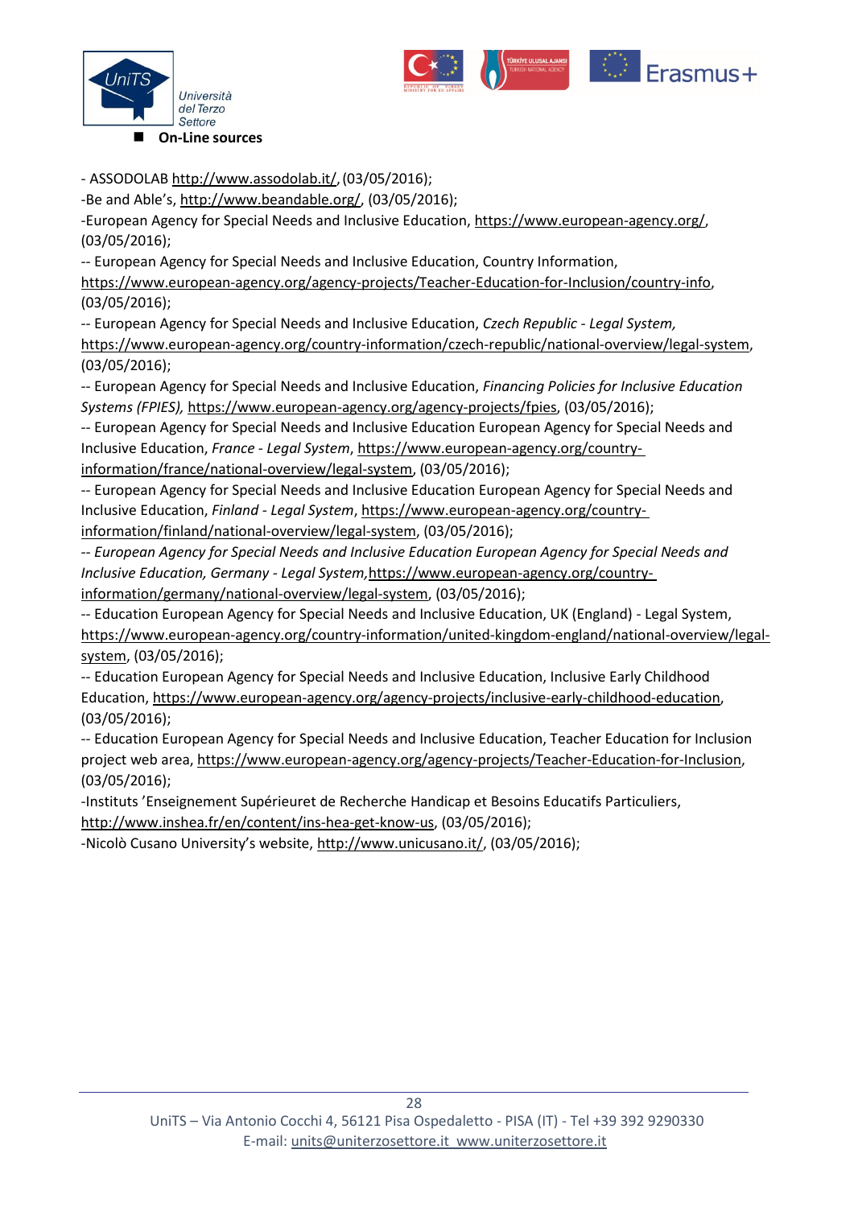- **On-Line sources**

- ASSODOLAB http://www.assodolab.it/, (03/05/2016);

-Be and Able's, http://www.beandable.org/, (03/05/2016);

-European Agency for Special Needs and Inclusive Education, https://www.european-agency.org/, (03/05/2016);

-- European Agency for Special Needs and Inclusive Education, Country Information, https://www.european-agency.org/agency-projects/Teacher-Education-for-Inclusion/country-info, (03/05/2016);

-- European Agency for Special Needs and Inclusive Education, *Czech Republic - Legal System,* https://www.european-agency.org/country-information/czech-republic/national-overview/legal-system, (03/05/2016);

-- European Agency for Special Needs and Inclusive Education, *Financing Policies for Inclusive Education Systems (FPIES),* https://www.european-agency.org/agency-projects/fpies, (03/05/2016);

-- European Agency for Special Needs and Inclusive Education European Agency for Special Needs and Inclusive Education, *France - Legal System*, https://www.european-agency.org/country-information/france/national-overview/legal-system, (03/05/2016);

-- European Agency for Special Needs and Inclusive Education European Agency for Special Needs and Inclusive Education, *Finland - Legal System*, https://www.european-agency.org/country-information/finland/national-overview/legal-system, (03/05/2016);

-- *European Agency for Special Needs and Inclusive Education European Agency for Special Needs and Inclusive Education, Germany - Legal System,*https://www.european-agency.org/country-information/germany/national-overview/legal-system, (03/05/2016);

-- Education European Agency for Special Needs and Inclusive Education, UK (England) - Legal System, https://www.european-agency.org/country-information/united-kingdom-england/national-overview/legal-system, (03/05/2016);

-- Education European Agency for Special Needs and Inclusive Education, Inclusive Early Childhood Education, https://www.european-agency.org/agency-projects/inclusive-early-childhood-education, (03/05/2016);

-- Education European Agency for Special Needs and Inclusive Education, Teacher Education for Inclusion project web area, https://www.european-agency.org/agency-projects/Teacher-Education-for-Inclusion, (03/05/2016);

-Instituts 'Enseignement Supérieuret de Recherche Handicap et Besoins Educatifs Particuliers, http://www.inshea.fr/en/content/ins-hea-get-know-us, (03/05/2016);

-Nicolò Cusano University's website, http://www.unicusano.it/, (03/05/2016);